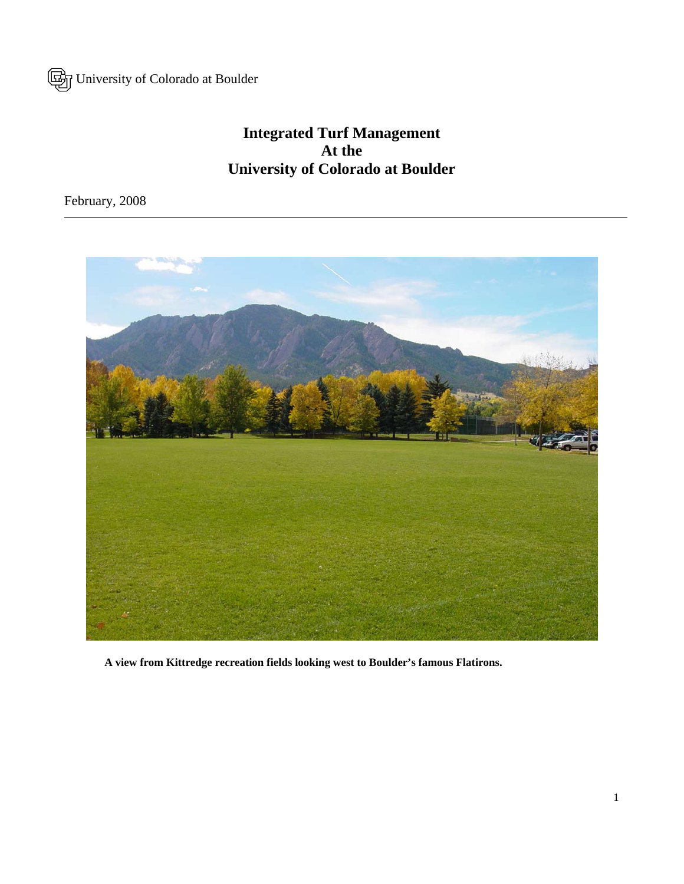University of Colorado at Boulder

# Integrated Turf Management At the University of Colorado at Boulder

February, 2008

---

**A view from Kittredge recreation fields looking west to Boulder's famous Flatirons.**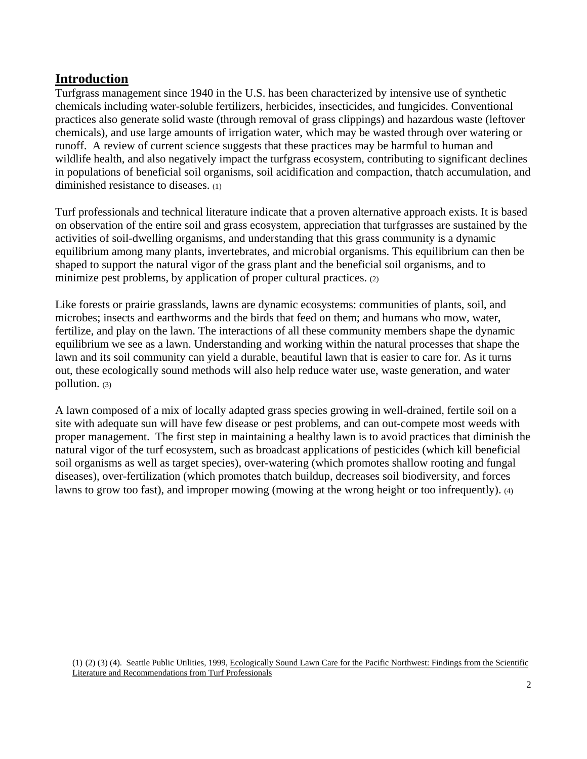## Introduction

Turfgrass management since 1940 in the U.S. has been characterized by intensive use of synthetic chemicals including water-soluble fertilizers, herbicides, insecticides, and fungicides. Conventional practices also generate solid waste (through removal of grass clippings) and hazardous waste (leftover chemicals), and use large amounts of irrigation water, which may be wasted through over watering or runoff. A review of current science suggests that these practices may be harmful to human and wildlife health, and also negatively impact the turfgrass ecosystem, contributing to significant declines in populations of beneficial soil organisms, soil acidification and compaction, thatch accumulation, and diminished resistance to diseases. (1)

Turf professionals and technical literature indicate that a proven alternative approach exists. It is based on observation of the entire soil and grass ecosystem, appreciation that turfgrasses are sustained by the activities of soil-dwelling organisms, and understanding that this grass community is a dynamic equilibrium among many plants, invertebrates, and microbial organisms. This equilibrium can then be shaped to support the natural vigor of the grass plant and the beneficial soil organisms, and to minimize pest problems, by application of proper cultural practices. (2)

Like forests or prairie grasslands, lawns are dynamic ecosystems: communities of plants, soil, and microbes; insects and earthworms and the birds that feed on them; and humans who mow, water, fertilize, and play on the lawn. The interactions of all these community members shape the dynamic equilibrium we see as a lawn. Understanding and working within the natural processes that shape the lawn and its soil community can yield a durable, beautiful lawn that is easier to care for. As it turns out, these ecologically sound methods will also help reduce water use, waste generation, and water pollution. (3)

A lawn composed of a mix of locally adapted grass species growing in well-drained, fertile soil on a site with adequate sun will have few disease or pest problems, and can out-compete most weeds with proper management. The first step in maintaining a healthy lawn is to avoid practices that diminish the natural vigor of the turf ecosystem, such as broadcast applications of pesticides (which kill beneficial soil organisms as well as target species), over-watering (which promotes shallow rooting and fungal diseases), over-fertilization (which promotes thatch buildup, decreases soil biodiversity, and forces lawns to grow too fast), and improper mowing (mowing at the wrong height or too infrequently). (4)

(1) (2) (3) (4). Seattle Public Utilities, 1999, Ecologically Sound Lawn Care for the Pacific Northwest: Findings from the Scientific Literature and Recommendations from Turf Professionals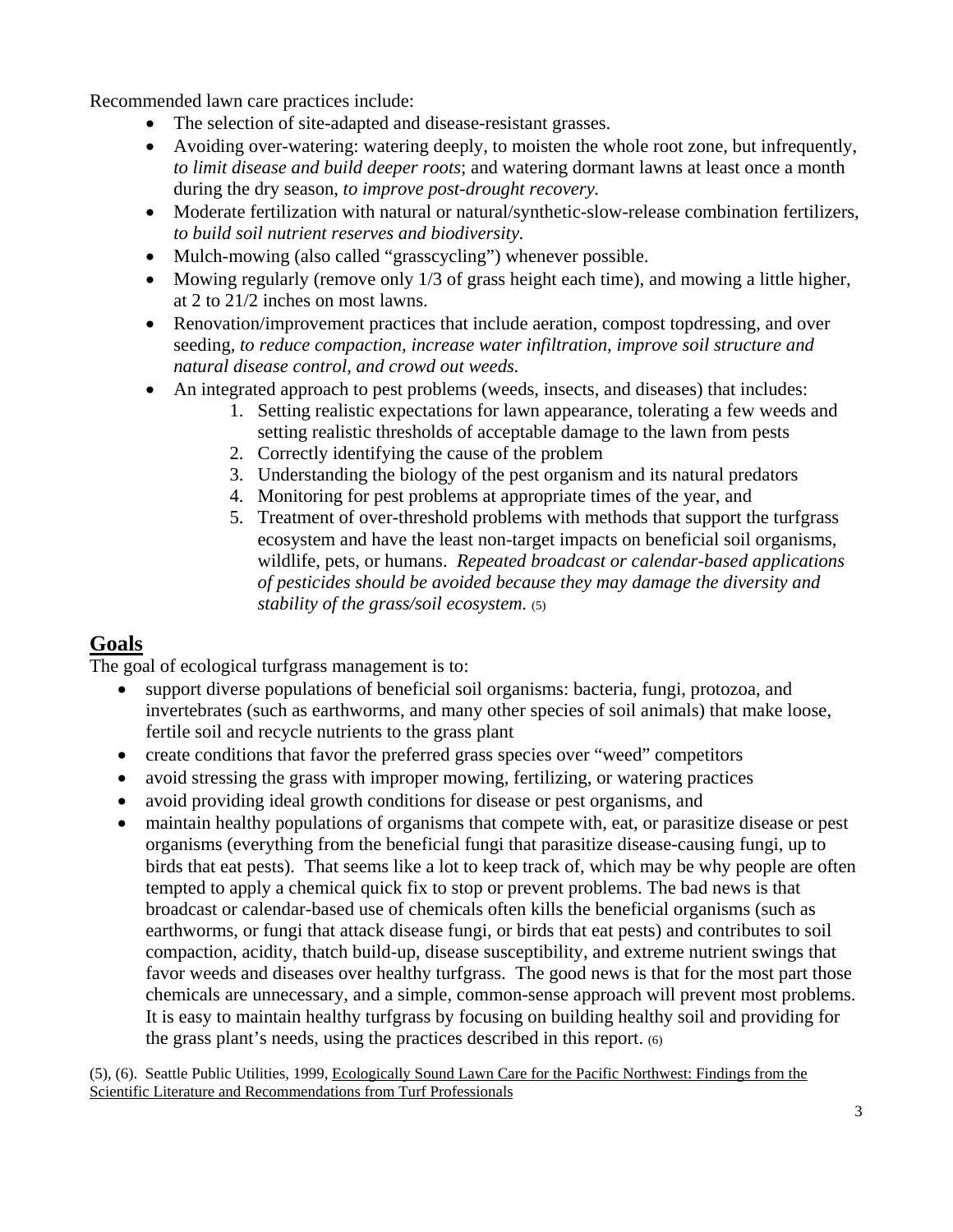Recommended lawn care practices include:

- The selection of site-adapted and disease-resistant grasses.
- Avoiding over-watering: watering deeply, to moisten the whole root zone, but infrequently, *to limit disease and build deeper roots*; and watering dormant lawns at least once a month during the dry season, *to improve post-drought recovery.*
- Moderate fertilization with natural or natural/synthetic-slow-release combination fertilizers, *to build soil nutrient reserves and biodiversity.*
- Mulch-mowing (also called "grasscycling") whenever possible.
- Mowing regularly (remove only 1/3 of grass height each time), and mowing a little higher, at 2 to 21/2 inches on most lawns.
- Renovation/improvement practices that include aeration, compost topdressing, and over seeding, *to reduce compaction, increase water infiltration, improve soil structure and natural disease control, and crowd out weeds.*
- An integrated approach to pest problems (weeds, insects, and diseases) that includes:
    1. Setting realistic expectations for lawn appearance, tolerating a few weeds and setting realistic thresholds of acceptable damage to the lawn from pests
    2. Correctly identifying the cause of the problem
    3. Understanding the biology of the pest organism and its natural predators
    4. Monitoring for pest problems at appropriate times of the year, and
    5. Treatment of over-threshold problems with methods that support the turfgrass ecosystem and have the least non-target impacts on beneficial soil organisms, wildlife, pets, or humans. *Repeated broadcast or calendar-based applications of pesticides should be avoided because they may damage the diversity and stability of the grass/soil ecosystem.* (5)

## Goals

The goal of ecological turfgrass management is to:

- support diverse populations of beneficial soil organisms: bacteria, fungi, protozoa, and invertebrates (such as earthworms, and many other species of soil animals) that make loose, fertile soil and recycle nutrients to the grass plant
- create conditions that favor the preferred grass species over "weed" competitors
- avoid stressing the grass with improper mowing, fertilizing, or watering practices
- avoid providing ideal growth conditions for disease or pest organisms, and
- maintain healthy populations of organisms that compete with, eat, or parasitize disease or pest organisms (everything from the beneficial fungi that parasitize disease-causing fungi, up to birds that eat pests). That seems like a lot to keep track of, which may be why people are often tempted to apply a chemical quick fix to stop or prevent problems. The bad news is that broadcast or calendar-based use of chemicals often kills the beneficial organisms (such as earthworms, or fungi that attack disease fungi, or birds that eat pests) and contributes to soil compaction, acidity, thatch build-up, disease susceptibility, and extreme nutrient swings that favor weeds and diseases over healthy turfgrass. The good news is that for the most part those chemicals are unnecessary, and a simple, common-sense approach will prevent most problems. It is easy to maintain healthy turfgrass by focusing on building healthy soil and providing for the grass plant's needs, using the practices described in this report. (6)

(5), (6). Seattle Public Utilities, 1999, Ecologically Sound Lawn Care for the Pacific Northwest: Findings from the Scientific Literature and Recommendations from Turf Professionals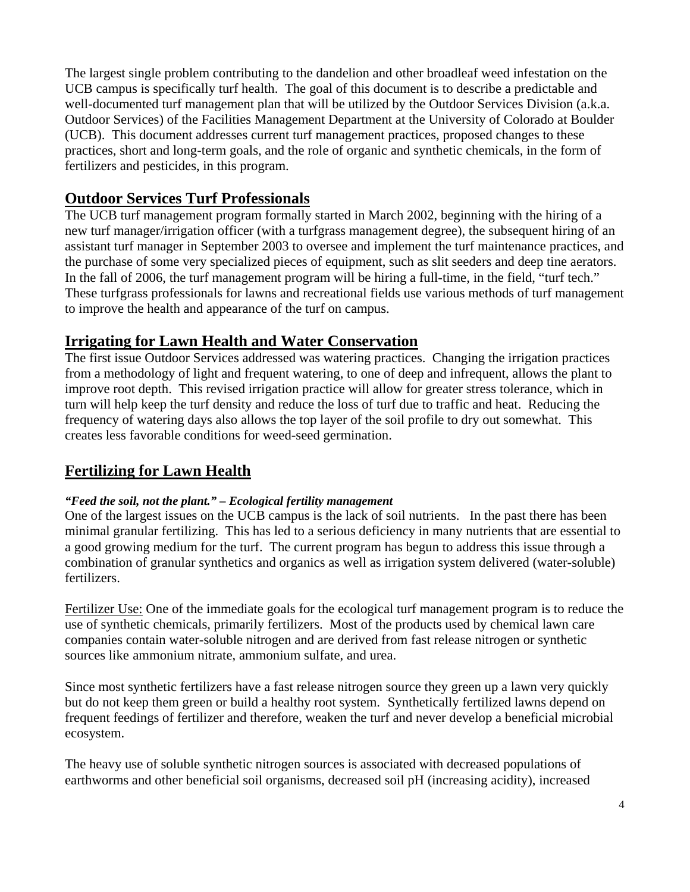The largest single problem contributing to the dandelion and other broadleaf weed infestation on the UCB campus is specifically turf health. The goal of this document is to describe a predictable and well-documented turf management plan that will be utilized by the Outdoor Services Division (a.k.a. Outdoor Services) of the Facilities Management Department at the University of Colorado at Boulder (UCB). This document addresses current turf management practices, proposed changes to these practices, short and long-term goals, and the role of organic and synthetic chemicals, in the form of fertilizers and pesticides, in this program.

## Outdoor Services Turf Professionals

The UCB turf management program formally started in March 2002, beginning with the hiring of a new turf manager/irrigation officer (with a turfgrass management degree), the subsequent hiring of an assistant turf manager in September 2003 to oversee and implement the turf maintenance practices, and the purchase of some very specialized pieces of equipment, such as slit seeders and deep tine aerators. In the fall of 2006, the turf management program will be hiring a full-time, in the field, "turf tech." These turfgrass professionals for lawns and recreational fields use various methods of turf management to improve the health and appearance of the turf on campus.

## Irrigating for Lawn Health and Water Conservation

The first issue Outdoor Services addressed was watering practices. Changing the irrigation practices from a methodology of light and frequent watering, to one of deep and infrequent, allows the plant to improve root depth. This revised irrigation practice will allow for greater stress tolerance, which in turn will help keep the turf density and reduce the loss of turf due to traffic and heat. Reducing the frequency of watering days also allows the top layer of the soil profile to dry out somewhat. This creates less favorable conditions for weed-seed germination.

## Fertilizing for Lawn Health

***"Feed the soil, not the plant." – Ecological fertility management***

One of the largest issues on the UCB campus is the lack of soil nutrients. In the past there has been minimal granular fertilizing. This has led to a serious deficiency in many nutrients that are essential to a good growing medium for the turf. The current program has begun to address this issue through a combination of granular synthetics and organics as well as irrigation system delivered (water-soluble) fertilizers.

Fertilizer Use: One of the immediate goals for the ecological turf management program is to reduce the use of synthetic chemicals, primarily fertilizers. Most of the products used by chemical lawn care companies contain water-soluble nitrogen and are derived from fast release nitrogen or synthetic sources like ammonium nitrate, ammonium sulfate, and urea.

Since most synthetic fertilizers have a fast release nitrogen source they green up a lawn very quickly but do not keep them green or build a healthy root system. Synthetically fertilized lawns depend on frequent feedings of fertilizer and therefore, weaken the turf and never develop a beneficial microbial ecosystem.

The heavy use of soluble synthetic nitrogen sources is associated with decreased populations of earthworms and other beneficial soil organisms, decreased soil pH (increasing acidity), increased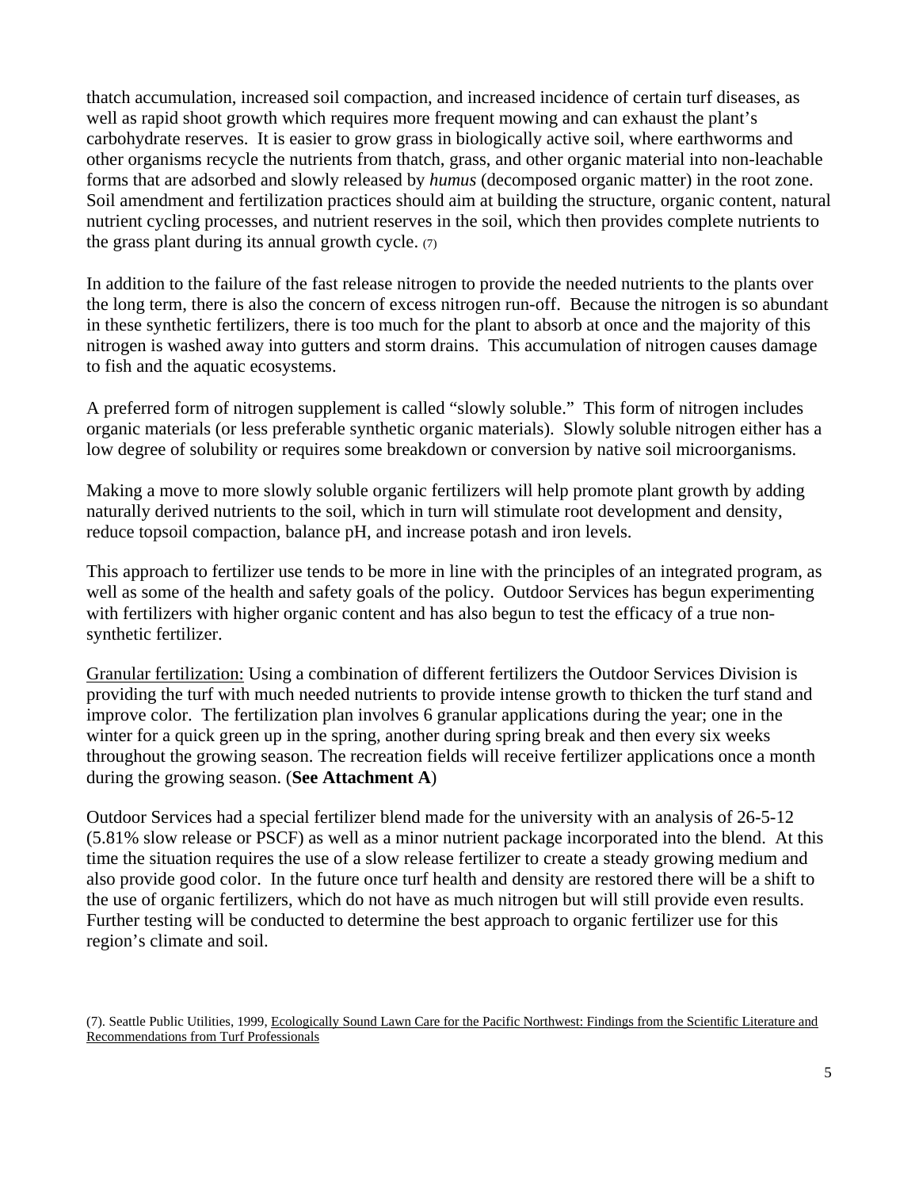thatch accumulation, increased soil compaction, and increased incidence of certain turf diseases, as well as rapid shoot growth which requires more frequent mowing and can exhaust the plant's carbohydrate reserves. It is easier to grow grass in biologically active soil, where earthworms and other organisms recycle the nutrients from thatch, grass, and other organic material into non-leachable forms that are adsorbed and slowly released by *humus* (decomposed organic matter) in the root zone. Soil amendment and fertilization practices should aim at building the structure, organic content, natural nutrient cycling processes, and nutrient reserves in the soil, which then provides complete nutrients to the grass plant during its annual growth cycle. (7)

In addition to the failure of the fast release nitrogen to provide the needed nutrients to the plants over the long term, there is also the concern of excess nitrogen run-off. Because the nitrogen is so abundant in these synthetic fertilizers, there is too much for the plant to absorb at once and the majority of this nitrogen is washed away into gutters and storm drains. This accumulation of nitrogen causes damage to fish and the aquatic ecosystems.

A preferred form of nitrogen supplement is called "slowly soluble." This form of nitrogen includes organic materials (or less preferable synthetic organic materials). Slowly soluble nitrogen either has a low degree of solubility or requires some breakdown or conversion by native soil microorganisms.

Making a move to more slowly soluble organic fertilizers will help promote plant growth by adding naturally derived nutrients to the soil, which in turn will stimulate root development and density, reduce topsoil compaction, balance pH, and increase potash and iron levels.

This approach to fertilizer use tends to be more in line with the principles of an integrated program, as well as some of the health and safety goals of the policy. Outdoor Services has begun experimenting with fertilizers with higher organic content and has also begun to test the efficacy of a true non-synthetic fertilizer.

<u>Granular fertilization:</u> Using a combination of different fertilizers the Outdoor Services Division is providing the turf with much needed nutrients to provide intense growth to thicken the turf stand and improve color. The fertilization plan involves 6 granular applications during the year; one in the winter for a quick green up in the spring, another during spring break and then every six weeks throughout the growing season. The recreation fields will receive fertilizer applications once a month during the growing season. (**See Attachment A**)

Outdoor Services had a special fertilizer blend made for the university with an analysis of 26-5-12 (5.81% slow release or PSCF) as well as a minor nutrient package incorporated into the blend. At this time the situation requires the use of a slow release fertilizer to create a steady growing medium and also provide good color. In the future once turf health and density are restored there will be a shift to the use of organic fertilizers, which do not have as much nitrogen but will still provide even results. Further testing will be conducted to determine the best approach to organic fertilizer use for this region's climate and soil.

(7). Seattle Public Utilities, 1999, <u>Ecologically Sound Lawn Care for the Pacific Northwest: Findings from the Scientific Literature and Recommendations from Turf Professionals</u>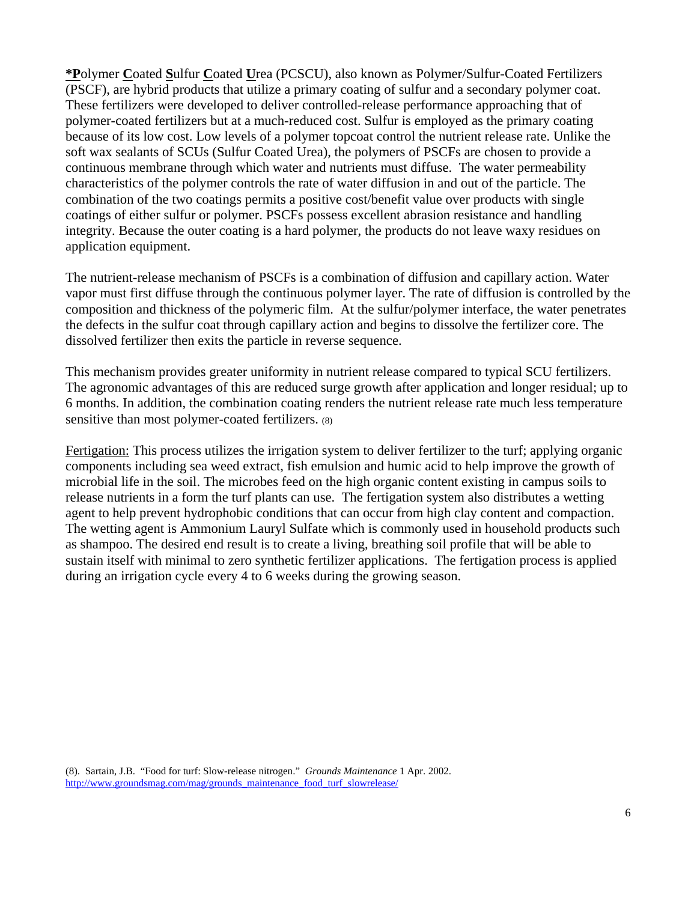**\*P**olymer **C**oated **S**ulfur **C**oated **U**rea (PCSCU), also known as Polymer/Sulfur-Coated Fertilizers (PSCF), are hybrid products that utilize a primary coating of sulfur and a secondary polymer coat. These fertilizers were developed to deliver controlled-release performance approaching that of polymer-coated fertilizers but at a much-reduced cost. Sulfur is employed as the primary coating because of its low cost. Low levels of a polymer topcoat control the nutrient release rate. Unlike the soft wax sealants of SCUs (Sulfur Coated Urea), the polymers of PSCFs are chosen to provide a continuous membrane through which water and nutrients must diffuse. The water permeability characteristics of the polymer controls the rate of water diffusion in and out of the particle. The combination of the two coatings permits a positive cost/benefit value over products with single coatings of either sulfur or polymer. PSCFs possess excellent abrasion resistance and handling integrity. Because the outer coating is a hard polymer, the products do not leave waxy residues on application equipment.

The nutrient-release mechanism of PSCFs is a combination of diffusion and capillary action. Water vapor must first diffuse through the continuous polymer layer. The rate of diffusion is controlled by the composition and thickness of the polymeric film. At the sulfur/polymer interface, the water penetrates the defects in the sulfur coat through capillary action and begins to dissolve the fertilizer core. The dissolved fertilizer then exits the particle in reverse sequence.

This mechanism provides greater uniformity in nutrient release compared to typical SCU fertilizers. The agronomic advantages of this are reduced surge growth after application and longer residual; up to 6 months. In addition, the combination coating renders the nutrient release rate much less temperature sensitive than most polymer-coated fertilizers. (8)

Fertigation: This process utilizes the irrigation system to deliver fertilizer to the turf; applying organic components including sea weed extract, fish emulsion and humic acid to help improve the growth of microbial life in the soil. The microbes feed on the high organic content existing in campus soils to release nutrients in a form the turf plants can use. The fertigation system also distributes a wetting agent to help prevent hydrophobic conditions that can occur from high clay content and compaction. The wetting agent is Ammonium Lauryl Sulfate which is commonly used in household products such as shampoo. The desired end result is to create a living, breathing soil profile that will be able to sustain itself with minimal to zero synthetic fertilizer applications. The fertigation process is applied during an irrigation cycle every 4 to 6 weeks during the growing season.

(8). Sartain, J.B. "Food for turf: Slow-release nitrogen." *Grounds Maintenance* 1 Apr. 2002. http://www.groundsmag.com/mag/grounds_maintenance_food_turf_slowrelease/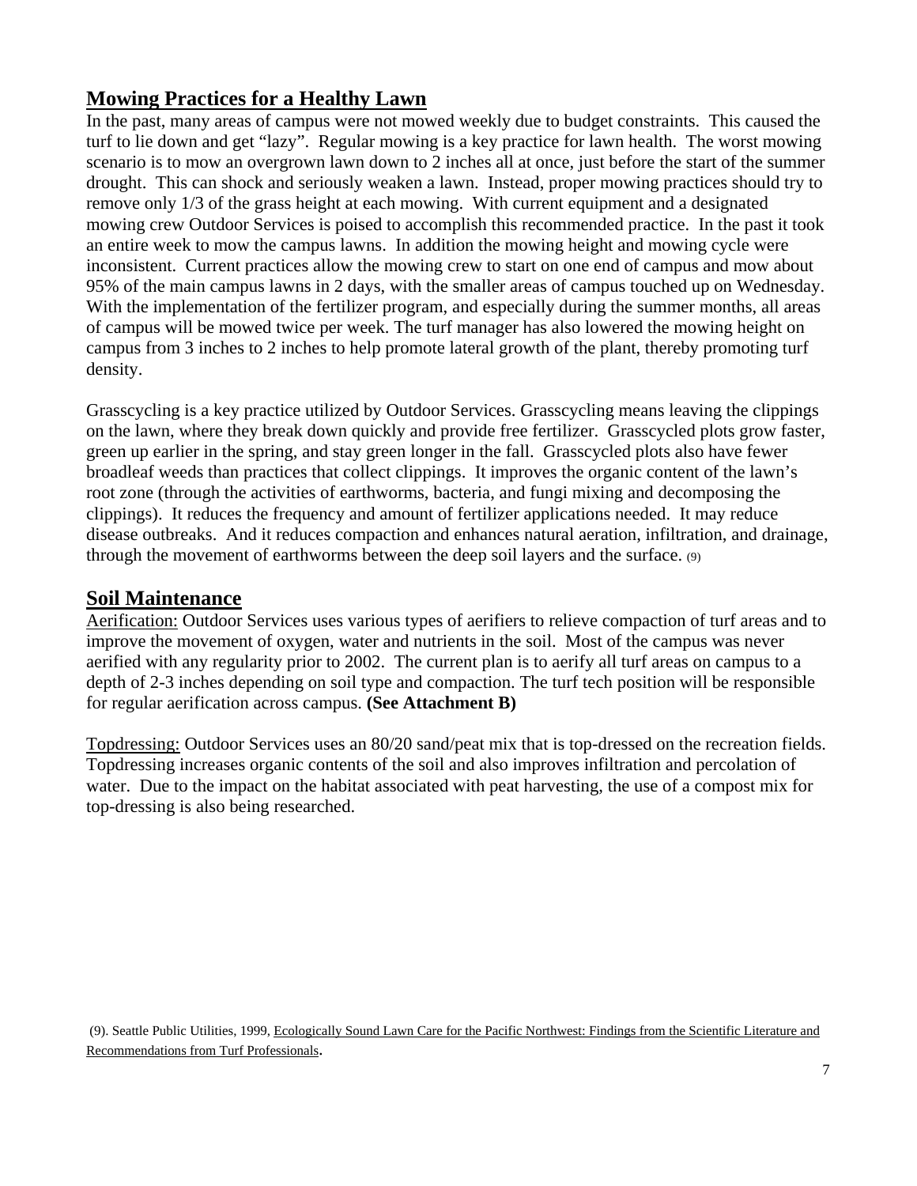## Mowing Practices for a Healthy Lawn

In the past, many areas of campus were not mowed weekly due to budget constraints. This caused the turf to lie down and get "lazy". Regular mowing is a key practice for lawn health. The worst mowing scenario is to mow an overgrown lawn down to 2 inches all at once, just before the start of the summer drought. This can shock and seriously weaken a lawn. Instead, proper mowing practices should try to remove only 1/3 of the grass height at each mowing. With current equipment and a designated mowing crew Outdoor Services is poised to accomplish this recommended practice. In the past it took an entire week to mow the campus lawns. In addition the mowing height and mowing cycle were inconsistent. Current practices allow the mowing crew to start on one end of campus and mow about 95% of the main campus lawns in 2 days, with the smaller areas of campus touched up on Wednesday. With the implementation of the fertilizer program, and especially during the summer months, all areas of campus will be mowed twice per week. The turf manager has also lowered the mowing height on campus from 3 inches to 2 inches to help promote lateral growth of the plant, thereby promoting turf density.

Grasscycling is a key practice utilized by Outdoor Services. Grasscycling means leaving the clippings on the lawn, where they break down quickly and provide free fertilizer. Grasscycled plots grow faster, green up earlier in the spring, and stay green longer in the fall. Grasscycled plots also have fewer broadleaf weeds than practices that collect clippings. It improves the organic content of the lawn's root zone (through the activities of earthworms, bacteria, and fungi mixing and decomposing the clippings). It reduces the frequency and amount of fertilizer applications needed. It may reduce disease outbreaks. And it reduces compaction and enhances natural aeration, infiltration, and drainage, through the movement of earthworms between the deep soil layers and the surface. (9)

## Soil Maintenance

Aerification: Outdoor Services uses various types of aerifiers to relieve compaction of turf areas and to improve the movement of oxygen, water and nutrients in the soil. Most of the campus was never aerified with any regularity prior to 2002. The current plan is to aerify all turf areas on campus to a depth of 2-3 inches depending on soil type and compaction. The turf tech position will be responsible for regular aerification across campus. **(See Attachment B)**

Topdressing: Outdoor Services uses an 80/20 sand/peat mix that is top-dressed on the recreation fields. Topdressing increases organic contents of the soil and also improves infiltration and percolation of water. Due to the impact on the habitat associated with peat harvesting, the use of a compost mix for top-dressing is also being researched.

(9). Seattle Public Utilities, 1999, Ecologically Sound Lawn Care for the Pacific Northwest: Findings from the Scientific Literature and Recommendations from Turf Professionals.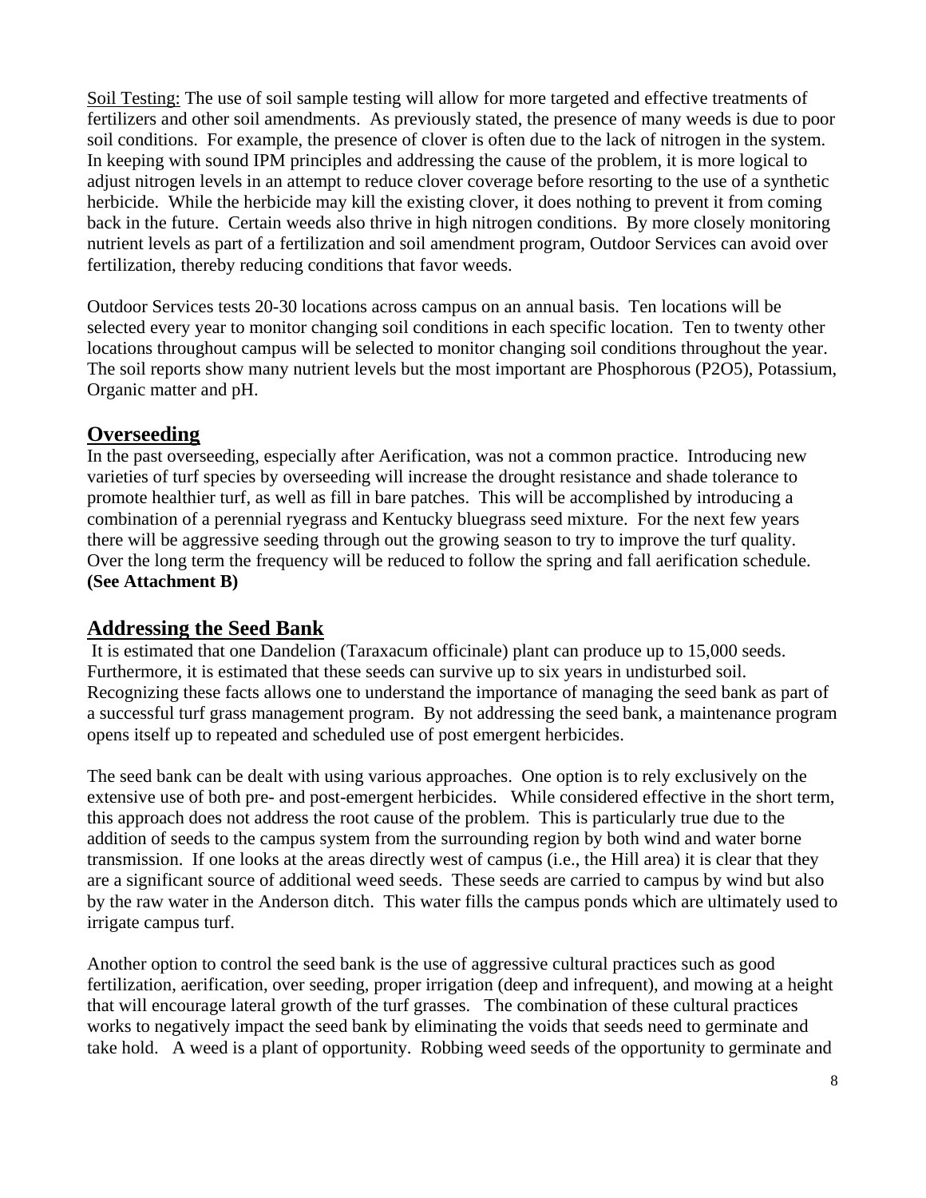Soil Testing: The use of soil sample testing will allow for more targeted and effective treatments of fertilizers and other soil amendments. As previously stated, the presence of many weeds is due to poor soil conditions. For example, the presence of clover is often due to the lack of nitrogen in the system. In keeping with sound IPM principles and addressing the cause of the problem, it is more logical to adjust nitrogen levels in an attempt to reduce clover coverage before resorting to the use of a synthetic herbicide. While the herbicide may kill the existing clover, it does nothing to prevent it from coming back in the future. Certain weeds also thrive in high nitrogen conditions. By more closely monitoring nutrient levels as part of a fertilization and soil amendment program, Outdoor Services can avoid over fertilization, thereby reducing conditions that favor weeds.

Outdoor Services tests 20-30 locations across campus on an annual basis. Ten locations will be selected every year to monitor changing soil conditions in each specific location. Ten to twenty other locations throughout campus will be selected to monitor changing soil conditions throughout the year. The soil reports show many nutrient levels but the most important are Phosphorous ($P_2O_5$), Potassium, Organic matter and pH.

## Overseeding

In the past overseeding, especially after Aerification, was not a common practice. Introducing new varieties of turf species by overseeding will increase the drought resistance and shade tolerance to promote healthier turf, as well as fill in bare patches. This will be accomplished by introducing a combination of a perennial ryegrass and Kentucky bluegrass seed mixture. For the next few years there will be aggressive seeding through out the growing season to try to improve the turf quality. Over the long term the frequency will be reduced to follow the spring and fall aerification schedule. **(See Attachment B)**

## Addressing the Seed Bank

It is estimated that one Dandelion (Taraxacum officinale) plant can produce up to 15,000 seeds. Furthermore, it is estimated that these seeds can survive up to six years in undisturbed soil. Recognizing these facts allows one to understand the importance of managing the seed bank as part of a successful turf grass management program. By not addressing the seed bank, a maintenance program opens itself up to repeated and scheduled use of post emergent herbicides.

The seed bank can be dealt with using various approaches. One option is to rely exclusively on the extensive use of both pre- and post-emergent herbicides. While considered effective in the short term, this approach does not address the root cause of the problem. This is particularly true due to the addition of seeds to the campus system from the surrounding region by both wind and water borne transmission. If one looks at the areas directly west of campus (i.e., the Hill area) it is clear that they are a significant source of additional weed seeds. These seeds are carried to campus by wind but also by the raw water in the Anderson ditch. This water fills the campus ponds which are ultimately used to irrigate campus turf.

Another option to control the seed bank is the use of aggressive cultural practices such as good fertilization, aerification, over seeding, proper irrigation (deep and infrequent), and mowing at a height that will encourage lateral growth of the turf grasses. The combination of these cultural practices works to negatively impact the seed bank by eliminating the voids that seeds need to germinate and take hold. A weed is a plant of opportunity. Robbing weed seeds of the opportunity to germinate and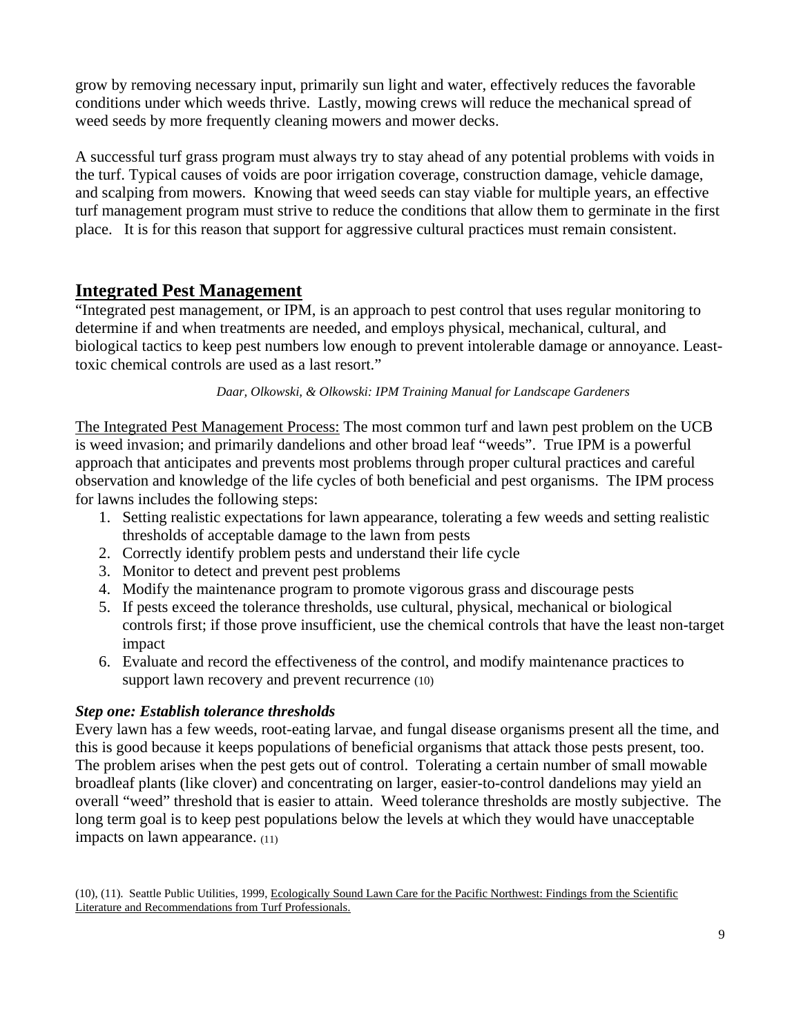grow by removing necessary input, primarily sun light and water, effectively reduces the favorable conditions under which weeds thrive. Lastly, mowing crews will reduce the mechanical spread of weed seeds by more frequently cleaning mowers and mower decks.

A successful turf grass program must always try to stay ahead of any potential problems with voids in the turf. Typical causes of voids are poor irrigation coverage, construction damage, vehicle damage, and scalping from mowers. Knowing that weed seeds can stay viable for multiple years, an effective turf management program must strive to reduce the conditions that allow them to germinate in the first place. It is for this reason that support for aggressive cultural practices must remain consistent.

## Integrated Pest Management

"Integrated pest management, or IPM, is an approach to pest control that uses regular monitoring to determine if and when treatments are needed, and employs physical, mechanical, cultural, and biological tactics to keep pest numbers low enough to prevent intolerable damage or annoyance. Least-toxic chemical controls are used as a last resort."

*Daar, Olkowski, & Olkowski: IPM Training Manual for Landscape Gardeners*

The Integrated Pest Management Process: The most common turf and lawn pest problem on the UCB is weed invasion; and primarily dandelions and other broad leaf "weeds". True IPM is a powerful approach that anticipates and prevents most problems through proper cultural practices and careful observation and knowledge of the life cycles of both beneficial and pest organisms. The IPM process for lawns includes the following steps:

1. Setting realistic expectations for lawn appearance, tolerating a few weeds and setting realistic thresholds of acceptable damage to the lawn from pests
2. Correctly identify problem pests and understand their life cycle
3. Monitor to detect and prevent pest problems
4. Modify the maintenance program to promote vigorous grass and discourage pests
5. If pests exceed the tolerance thresholds, use cultural, physical, mechanical or biological controls first; if those prove insufficient, use the chemical controls that have the least non-target impact
6. Evaluate and record the effectiveness of the control, and modify maintenance practices to support lawn recovery and prevent recurrence (10)

### *Step one: Establish tolerance thresholds*

Every lawn has a few weeds, root-eating larvae, and fungal disease organisms present all the time, and this is good because it keeps populations of beneficial organisms that attack those pests present, too. The problem arises when the pest gets out of control. Tolerating a certain number of small mowable broadleaf plants (like clover) and concentrating on larger, easier-to-control dandelions may yield an overall "weed" threshold that is easier to attain. Weed tolerance thresholds are mostly subjective. The long term goal is to keep pest populations below the levels at which they would have unacceptable impacts on lawn appearance. (11)

(10), (11). Seattle Public Utilities, 1999, Ecologically Sound Lawn Care for the Pacific Northwest: Findings from the Scientific Literature and Recommendations from Turf Professionals.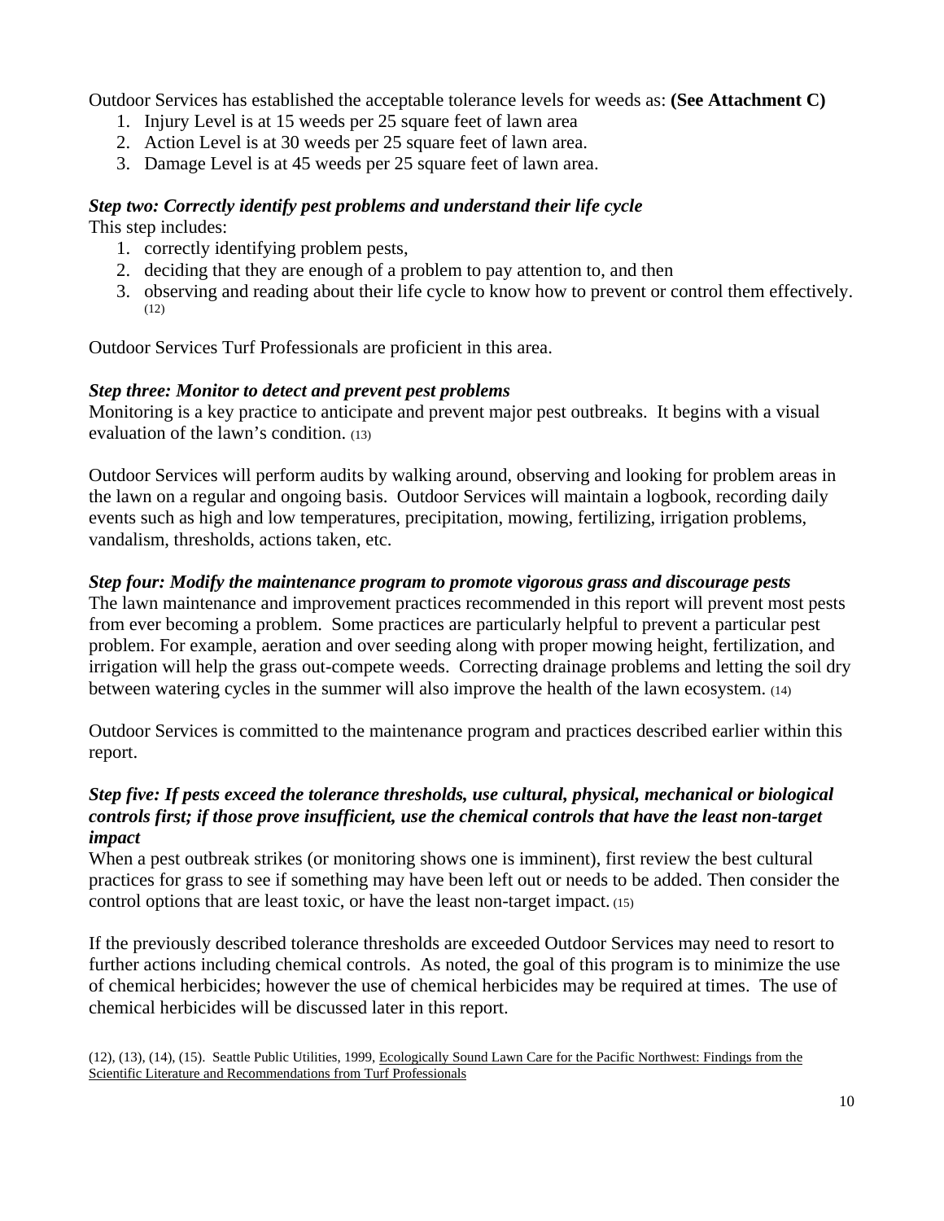Outdoor Services has established the acceptable tolerance levels for weeds as: **(See Attachment C)**

1. Injury Level is at 15 weeds per 25 square feet of lawn area
2. Action Level is at 30 weeds per 25 square feet of lawn area.
3. Damage Level is at 45 weeds per 25 square feet of lawn area.

***Step two: Correctly identify pest problems and understand their life cycle***

This step includes:

1. correctly identifying problem pests,
2. deciding that they are enough of a problem to pay attention to, and then
3. observing and reading about their life cycle to know how to prevent or control them effectively. (12)

Outdoor Services Turf Professionals are proficient in this area.

***Step three: Monitor to detect and prevent pest problems***

Monitoring is a key practice to anticipate and prevent major pest outbreaks. It begins with a visual evaluation of the lawn's condition. (13)

Outdoor Services will perform audits by walking around, observing and looking for problem areas in the lawn on a regular and ongoing basis. Outdoor Services will maintain a logbook, recording daily events such as high and low temperatures, precipitation, mowing, fertilizing, irrigation problems, vandalism, thresholds, actions taken, etc.

***Step four: Modify the maintenance program to promote vigorous grass and discourage pests***

The lawn maintenance and improvement practices recommended in this report will prevent most pests from ever becoming a problem. Some practices are particularly helpful to prevent a particular pest problem. For example, aeration and over seeding along with proper mowing height, fertilization, and irrigation will help the grass out-compete weeds. Correcting drainage problems and letting the soil dry between watering cycles in the summer will also improve the health of the lawn ecosystem. (14)

Outdoor Services is committed to the maintenance program and practices described earlier within this report.

***Step five: If pests exceed the tolerance thresholds, use cultural, physical, mechanical or biological controls first; if those prove insufficient, use the chemical controls that have the least non-target impact***

When a pest outbreak strikes (or monitoring shows one is imminent), first review the best cultural practices for grass to see if something may have been left out or needs to be added. Then consider the control options that are least toxic, or have the least non-target impact. (15)

If the previously described tolerance thresholds are exceeded Outdoor Services may need to resort to further actions including chemical controls. As noted, the goal of this program is to minimize the use of chemical herbicides; however the use of chemical herbicides may be required at times. The use of chemical herbicides will be discussed later in this report.

(12), (13), (14), (15). Seattle Public Utilities, 1999, Ecologically Sound Lawn Care for the Pacific Northwest: Findings from the Scientific Literature and Recommendations from Turf Professionals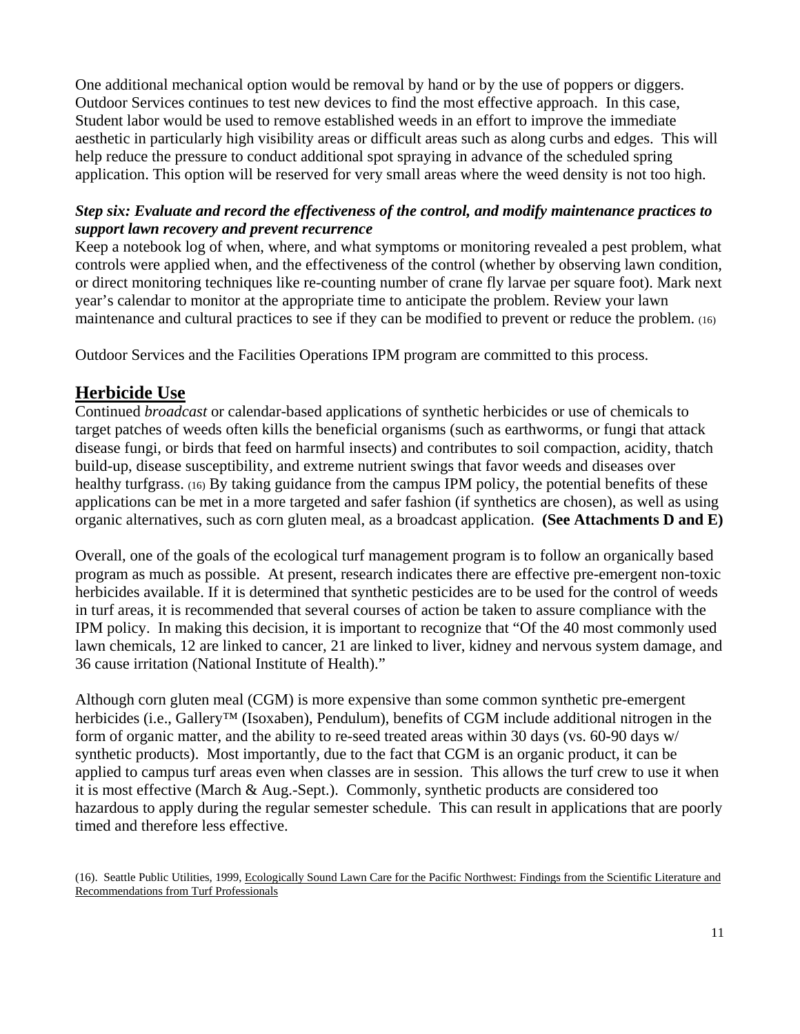One additional mechanical option would be removal by hand or by the use of poppers or diggers. Outdoor Services continues to test new devices to find the most effective approach. In this case, Student labor would be used to remove established weeds in an effort to improve the immediate aesthetic in particularly high visibility areas or difficult areas such as along curbs and edges. This will help reduce the pressure to conduct additional spot spraying in advance of the scheduled spring application. This option will be reserved for very small areas where the weed density is not too high.

***Step six: Evaluate and record the effectiveness of the control, and modify maintenance practices to support lawn recovery and prevent recurrence***

Keep a notebook log of when, where, and what symptoms or monitoring revealed a pest problem, what controls were applied when, and the effectiveness of the control (whether by observing lawn condition, or direct monitoring techniques like re-counting number of crane fly larvae per square foot). Mark next year's calendar to monitor at the appropriate time to anticipate the problem. Review your lawn maintenance and cultural practices to see if they can be modified to prevent or reduce the problem. (16)

Outdoor Services and the Facilities Operations IPM program are committed to this process.

## Herbicide Use

Continued *broadcast* or calendar-based applications of synthetic herbicides or use of chemicals to target patches of weeds often kills the beneficial organisms (such as earthworms, or fungi that attack disease fungi, or birds that feed on harmful insects) and contributes to soil compaction, acidity, thatch build-up, disease susceptibility, and extreme nutrient swings that favor weeds and diseases over healthy turfgrass. (16) By taking guidance from the campus IPM policy, the potential benefits of these applications can be met in a more targeted and safer fashion (if synthetics are chosen), as well as using organic alternatives, such as corn gluten meal, as a broadcast application. **(See Attachments D and E)**

Overall, one of the goals of the ecological turf management program is to follow an organically based program as much as possible. At present, research indicates there are effective pre-emergent non-toxic herbicides available. If it is determined that synthetic pesticides are to be used for the control of weeds in turf areas, it is recommended that several courses of action be taken to assure compliance with the IPM policy. In making this decision, it is important to recognize that "Of the 40 most commonly used lawn chemicals, 12 are linked to cancer, 21 are linked to liver, kidney and nervous system damage, and 36 cause irritation (National Institute of Health)."

Although corn gluten meal (CGM) is more expensive than some common synthetic pre-emergent herbicides (i.e., Gallery™ (Isoxaben), Pendulum), benefits of CGM include additional nitrogen in the form of organic matter, and the ability to re-seed treated areas within 30 days (vs. 60-90 days w/ synthetic products). Most importantly, due to the fact that CGM is an organic product, it can be applied to campus turf areas even when classes are in session. This allows the turf crew to use it when it is most effective (March & Aug.-Sept.). Commonly, synthetic products are considered too hazardous to apply during the regular semester schedule. This can result in applications that are poorly timed and therefore less effective.

(16). Seattle Public Utilities, 1999, Ecologically Sound Lawn Care for the Pacific Northwest: Findings from the Scientific Literature and Recommendations from Turf Professionals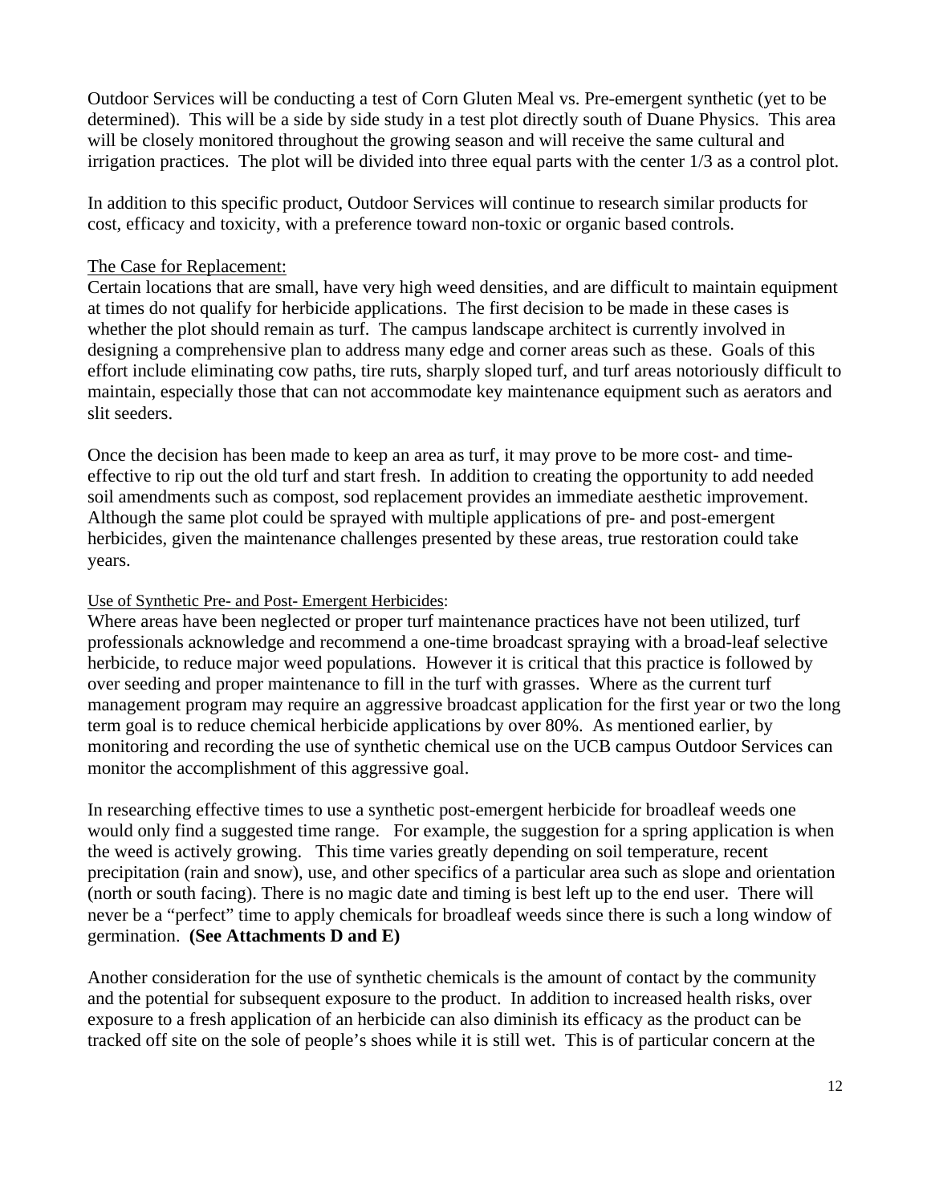Outdoor Services will be conducting a test of Corn Gluten Meal vs. Pre-emergent synthetic (yet to be determined). This will be a side by side study in a test plot directly south of Duane Physics. This area will be closely monitored throughout the growing season and will receive the same cultural and irrigation practices. The plot will be divided into three equal parts with the center 1/3 as a control plot.

In addition to this specific product, Outdoor Services will continue to research similar products for cost, efficacy and toxicity, with a preference toward non-toxic or organic based controls.

<u>The Case for Replacement:</u>

Certain locations that are small, have very high weed densities, and are difficult to maintain equipment at times do not qualify for herbicide applications. The first decision to be made in these cases is whether the plot should remain as turf. The campus landscape architect is currently involved in designing a comprehensive plan to address many edge and corner areas such as these. Goals of this effort include eliminating cow paths, tire ruts, sharply sloped turf, and turf areas notoriously difficult to maintain, especially those that can not accommodate key maintenance equipment such as aerators and slit seeders.

Once the decision has been made to keep an area as turf, it may prove to be more cost- and time-effective to rip out the old turf and start fresh. In addition to creating the opportunity to add needed soil amendments such as compost, sod replacement provides an immediate aesthetic improvement. Although the same plot could be sprayed with multiple applications of pre- and post-emergent herbicides, given the maintenance challenges presented by these areas, true restoration could take years.

<u>Use of Synthetic Pre- and Post- Emergent Herbicides</u>:

Where areas have been neglected or proper turf maintenance practices have not been utilized, turf professionals acknowledge and recommend a one-time broadcast spraying with a broad-leaf selective herbicide, to reduce major weed populations. However it is critical that this practice is followed by over seeding and proper maintenance to fill in the turf with grasses. Where as the current turf management program may require an aggressive broadcast application for the first year or two the long term goal is to reduce chemical herbicide applications by over 80%. As mentioned earlier, by monitoring and recording the use of synthetic chemical use on the UCB campus Outdoor Services can monitor the accomplishment of this aggressive goal.

In researching effective times to use a synthetic post-emergent herbicide for broadleaf weeds one would only find a suggested time range. For example, the suggestion for a spring application is when the weed is actively growing. This time varies greatly depending on soil temperature, recent precipitation (rain and snow), use, and other specifics of a particular area such as slope and orientation (north or south facing). There is no magic date and timing is best left up to the end user. There will never be a "perfect" time to apply chemicals for broadleaf weeds since there is such a long window of germination. **(See Attachments D and E)**

Another consideration for the use of synthetic chemicals is the amount of contact by the community and the potential for subsequent exposure to the product. In addition to increased health risks, over exposure to a fresh application of an herbicide can also diminish its efficacy as the product can be tracked off site on the sole of people's shoes while it is still wet. This is of particular concern at the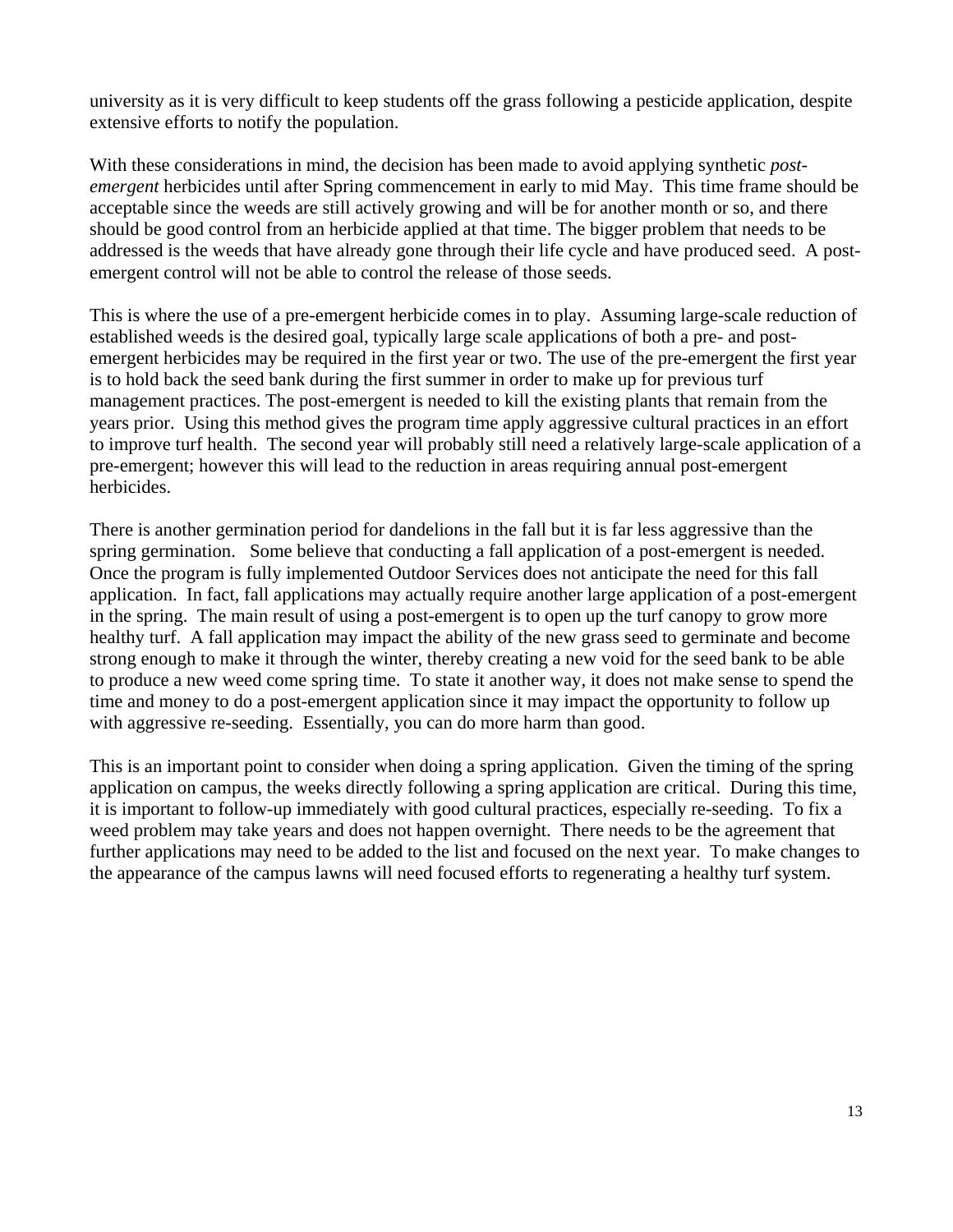university as it is very difficult to keep students off the grass following a pesticide application, despite extensive efforts to notify the population.

With these considerations in mind, the decision has been made to avoid applying synthetic *post-emergent* herbicides until after Spring commencement in early to mid May. This time frame should be acceptable since the weeds are still actively growing and will be for another month or so, and there should be good control from an herbicide applied at that time. The bigger problem that needs to be addressed is the weeds that have already gone through their life cycle and have produced seed. A post-emergent control will not be able to control the release of those seeds.

This is where the use of a pre-emergent herbicide comes in to play. Assuming large-scale reduction of established weeds is the desired goal, typically large scale applications of both a pre- and post-emergent herbicides may be required in the first year or two. The use of the pre-emergent the first year is to hold back the seed bank during the first summer in order to make up for previous turf management practices. The post-emergent is needed to kill the existing plants that remain from the years prior. Using this method gives the program time apply aggressive cultural practices in an effort to improve turf health. The second year will probably still need a relatively large-scale application of a pre-emergent; however this will lead to the reduction in areas requiring annual post-emergent herbicides.

There is another germination period for dandelions in the fall but it is far less aggressive than the spring germination. Some believe that conducting a fall application of a post-emergent is needed. Once the program is fully implemented Outdoor Services does not anticipate the need for this fall application. In fact, fall applications may actually require another large application of a post-emergent in the spring. The main result of using a post-emergent is to open up the turf canopy to grow more healthy turf. A fall application may impact the ability of the new grass seed to germinate and become strong enough to make it through the winter, thereby creating a new void for the seed bank to be able to produce a new weed come spring time. To state it another way, it does not make sense to spend the time and money to do a post-emergent application since it may impact the opportunity to follow up with aggressive re-seeding. Essentially, you can do more harm than good.

This is an important point to consider when doing a spring application. Given the timing of the spring application on campus, the weeks directly following a spring application are critical. During this time, it is important to follow-up immediately with good cultural practices, especially re-seeding. To fix a weed problem may take years and does not happen overnight. There needs to be the agreement that further applications may need to be added to the list and focused on the next year. To make changes to the appearance of the campus lawns will need focused efforts to regenerating a healthy turf system.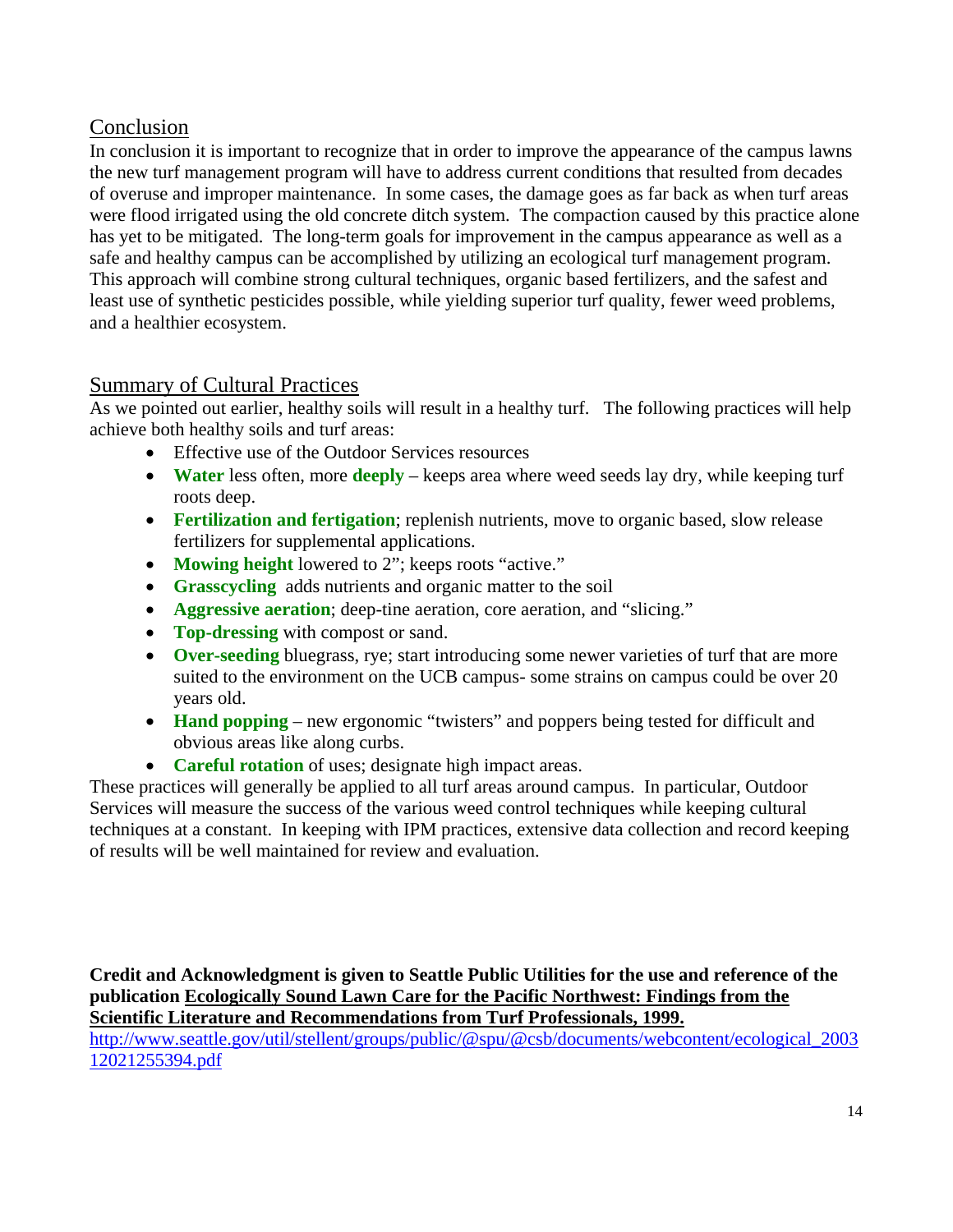## Conclusion

In conclusion it is important to recognize that in order to improve the appearance of the campus lawns the new turf management program will have to address current conditions that resulted from decades of overuse and improper maintenance. In some cases, the damage goes as far back as when turf areas were flood irrigated using the old concrete ditch system. The compaction caused by this practice alone has yet to be mitigated. The long-term goals for improvement in the campus appearance as well as a safe and healthy campus can be accomplished by utilizing an ecological turf management program. This approach will combine strong cultural techniques, organic based fertilizers, and the safest and least use of synthetic pesticides possible, while yielding superior turf quality, fewer weed problems, and a healthier ecosystem.

## Summary of Cultural Practices

As we pointed out earlier, healthy soils will result in a healthy turf. The following practices will help achieve both healthy soils and turf areas:

- Effective use of the Outdoor Services resources
- **Water** less often, more **deeply** – keeps area where weed seeds lay dry, while keeping turf roots deep.
- **Fertilization and fertigation**; replenish nutrients, move to organic based, slow release fertilizers for supplemental applications.
- **Mowing height** lowered to 2"; keeps roots "active."
- **Grasscycling** adds nutrients and organic matter to the soil
- **Aggressive aeration**; deep-tine aeration, core aeration, and "slicing."
- **Top-dressing** with compost or sand.
- **Over-seeding** bluegrass, rye; start introducing some newer varieties of turf that are more suited to the environment on the UCB campus- some strains on campus could be over 20 years old.
- **Hand popping** – new ergonomic "twisters" and poppers being tested for difficult and obvious areas like along curbs.
- **Careful rotation** of uses; designate high impact areas.

These practices will generally be applied to all turf areas around campus. In particular, Outdoor Services will measure the success of the various weed control techniques while keeping cultural techniques at a constant. In keeping with IPM practices, extensive data collection and record keeping of results will be well maintained for review and evaluation.

**Credit and Acknowledgment is given to Seattle Public Utilities for the use and reference of the publication Ecologically Sound Lawn Care for the Pacific Northwest: Findings from the Scientific Literature and Recommendations from Turf Professionals, 1999.**

http://www.seattle.gov/util/stellent/groups/public/@spu/@csb/documents/webcontent/ecological_200312021255394.pdf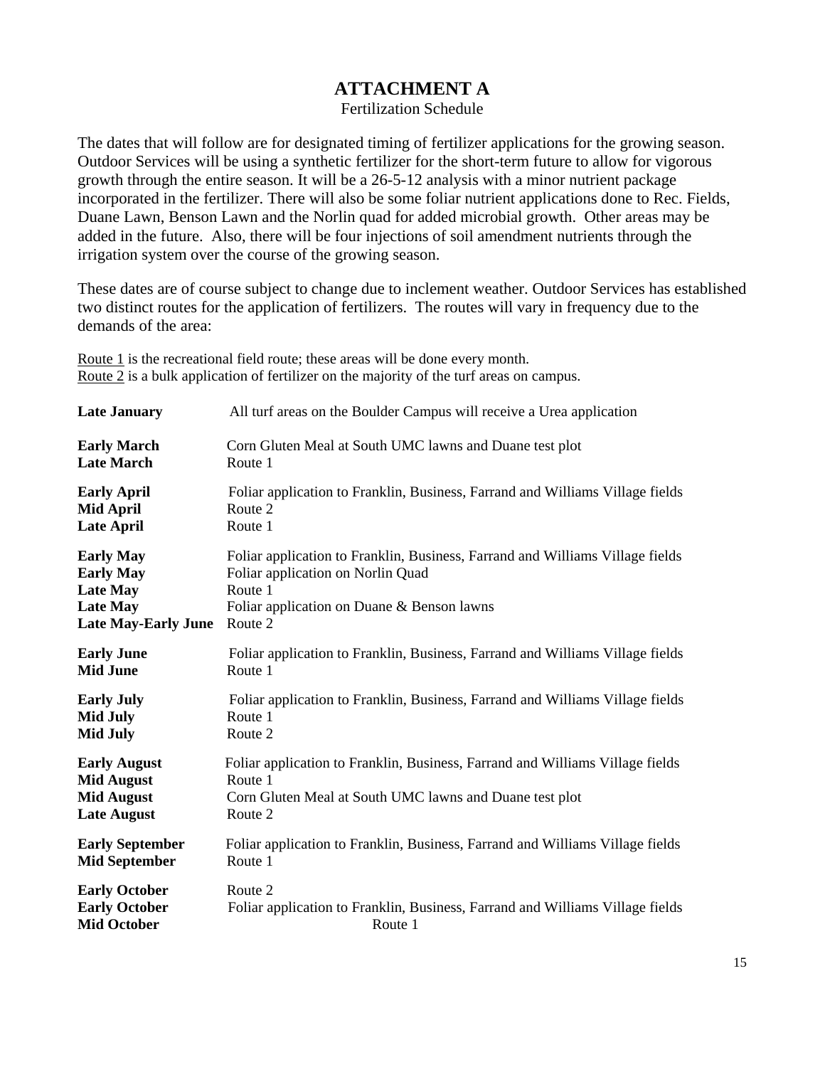# ATTACHMENT A

Fertilization Schedule

The dates that will follow are for designated timing of fertilizer applications for the growing season. Outdoor Services will be using a synthetic fertilizer for the short-term future to allow for vigorous growth through the entire season. It will be a 26-5-12 analysis with a minor nutrient package incorporated in the fertilizer. There will also be some foliar nutrient applications done to Rec. Fields, Duane Lawn, Benson Lawn and the Norlin quad for added microbial growth. Other areas may be added in the future. Also, there will be four injections of soil amendment nutrients through the irrigation system over the course of the growing season.

These dates are of course subject to change due to inclement weather. Outdoor Services has established two distinct routes for the application of fertilizers. The routes will vary in frequency due to the demands of the area:

Route 1 is the recreational field route; these areas will be done every month.
Route 2 is a bulk application of fertilizer on the majority of the turf areas on campus.

| | |
|---|---|
| **Late January** | All turf areas on the Boulder Campus will receive a Urea application |
| **Early March** | Corn Gluten Meal at South UMC lawns and Duane test plot |
| **Late March** | Route 1 |
| **Early April** | Foliar application to Franklin, Business, Farrand and Williams Village fields |
| **Mid April** | Route 2 |
| **Late April** | Route 1 |
| **Early May** | Foliar application to Franklin, Business, Farrand and Williams Village fields |
| **Early May** | Foliar application on Norlin Quad |
| **Late May** | Route 1 |
| **Late May** | Foliar application on Duane & Benson lawns |
| **Late May-Early June** | Route 2 |
| **Early June** | Foliar application to Franklin, Business, Farrand and Williams Village fields |
| **Mid June** | Route 1 |
| **Early July** | Foliar application to Franklin, Business, Farrand and Williams Village fields |
| **Mid July** | Route 1 |
| **Mid July** | Route 2 |
| **Early August** | Foliar application to Franklin, Business, Farrand and Williams Village fields |
| **Mid August** | Route 1 |
| **Mid August** | Corn Gluten Meal at South UMC lawns and Duane test plot |
| **Late August** | Route 2 |
| **Early September** | Foliar application to Franklin, Business, Farrand and Williams Village fields |
| **Mid September** | Route 1 |
| **Early October** | Route 2 |
| **Early October** | Foliar application to Franklin, Business, Farrand and Williams Village fields |
| **Mid October** | Route 1 |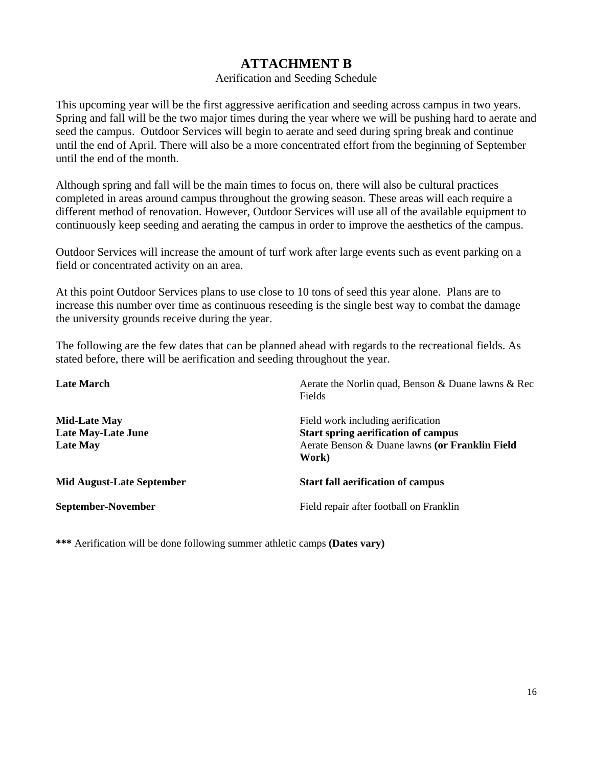# ATTACHMENT B

Aerification and Seeding Schedule

This upcoming year will be the first aggressive aerification and seeding across campus in two years. Spring and fall will be the two major times during the year where we will be pushing hard to aerate and seed the campus. Outdoor Services will begin to aerate and seed during spring break and continue until the end of April. There will also be a more concentrated effort from the beginning of September until the end of the month.

Although spring and fall will be the main times to focus on, there will also be cultural practices completed in areas around campus throughout the growing season. These areas will each require a different method of renovation. However, Outdoor Services will use all of the available equipment to continuously keep seeding and aerating the campus in order to improve the aesthetics of the campus.

Outdoor Services will increase the amount of turf work after large events such as event parking on a field or concentrated activity on an area.

At this point Outdoor Services plans to use close to 10 tons of seed this year alone. Plans are to increase this number over time as continuous reseeding is the single best way to combat the damage the university grounds receive during the year.

The following are the few dates that can be planned ahead with regards to the recreational fields. As stated before, there will be aerification and seeding throughout the year.

| | |
|---|---|
| **Late March** | Aerate the Norlin quad, Benson & Duane lawns & Rec Fields |
| **Mid-Late May** | Field work including aerification |
| **Late May-Late June** | **Start spring aerification of campus** |
| **Late May** | Aerate Benson & Duane lawns **(or Franklin Field Work)** |
| **Mid August-Late September** | **Start fall aerification of campus** |
| **September-November** | Field repair after football on Franklin |

**\*\*\*** Aerification will be done following summer athletic camps **(Dates vary)**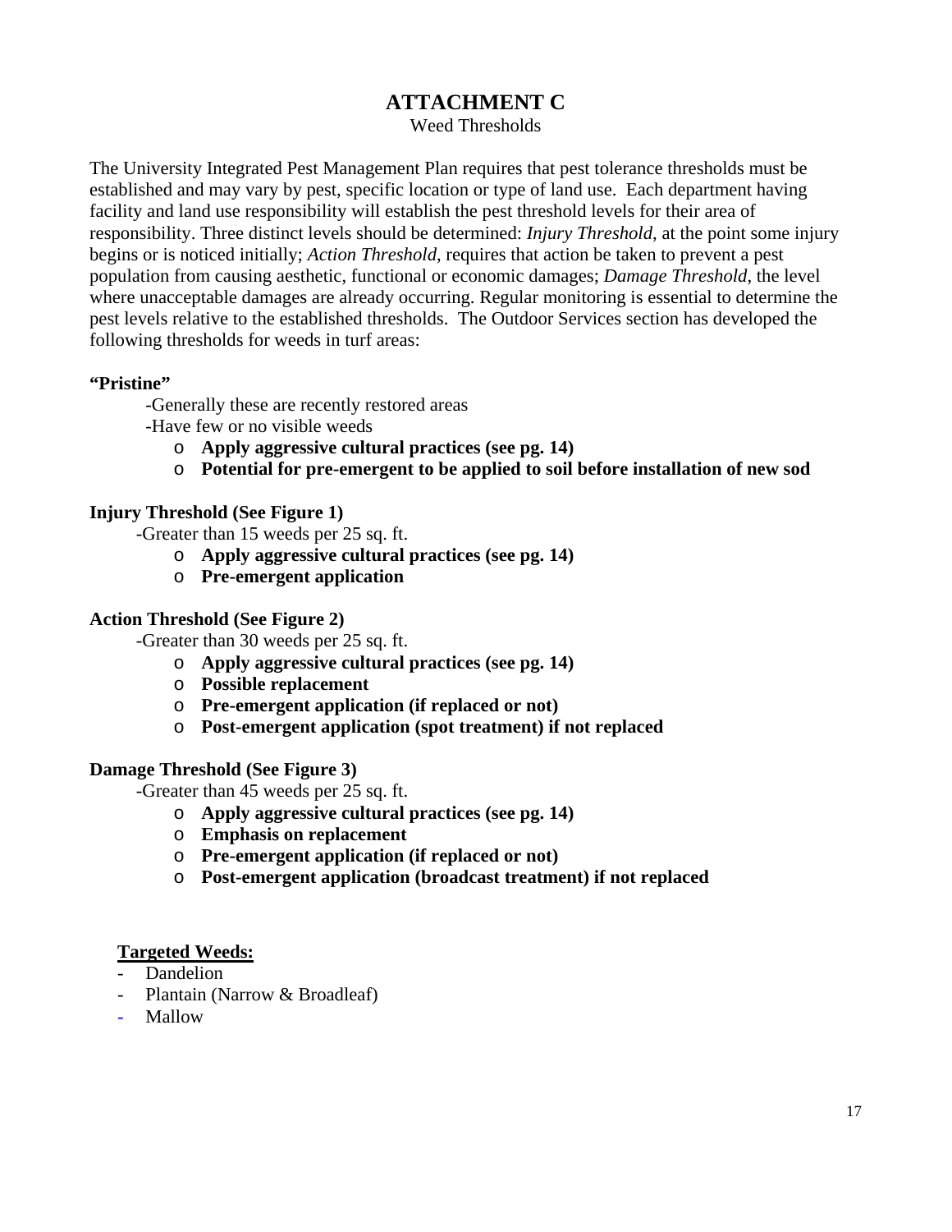# ATTACHMENT C

Weed Thresholds

The University Integrated Pest Management Plan requires that pest tolerance thresholds must be established and may vary by pest, specific location or type of land use. Each department having facility and land use responsibility will establish the pest threshold levels for their area of responsibility. Three distinct levels should be determined: *Injury Threshold*, at the point some injury begins or is noticed initially; *Action Threshold*, requires that action be taken to prevent a pest population from causing aesthetic, functional or economic damages; *Damage Threshold*, the level where unacceptable damages are already occurring. Regular monitoring is essential to determine the pest levels relative to the established thresholds. The Outdoor Services section has developed the following thresholds for weeds in turf areas:

**"Pristine"**

-Generally these are recently restored areas

-Have few or no visible weeds

- **Apply aggressive cultural practices (see pg. 14)**
- **Potential for pre-emergent to be applied to soil before installation of new sod**

**Injury Threshold (See Figure 1)**

-Greater than 15 weeds per 25 sq. ft.

- **Apply aggressive cultural practices (see pg. 14)**
- **Pre-emergent application**

**Action Threshold (See Figure 2)**

-Greater than 30 weeds per 25 sq. ft.

- **Apply aggressive cultural practices (see pg. 14)**
- **Possible replacement**
- **Pre-emergent application (if replaced or not)**
- **Post-emergent application (spot treatment) if not replaced**

**Damage Threshold (See Figure 3)**

-Greater than 45 weeds per 25 sq. ft.

- **Apply aggressive cultural practices (see pg. 14)**
- **Emphasis on replacement**
- **Pre-emergent application (if replaced or not)**
- **Post-emergent application (broadcast treatment) if not replaced**

**Targeted Weeds:**

- Dandelion
- Plantain (Narrow & Broadleaf)
- Mallow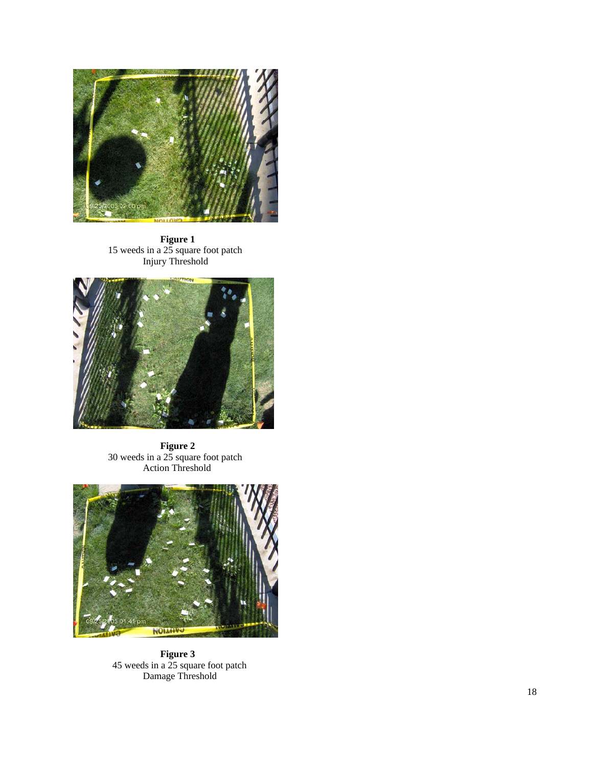**Figure 1**
15 weeds in a 25 square foot patch
Injury Threshold

**Figure 2**
30 weeds in a 25 square foot patch
Action Threshold

**Figure 3**
45 weeds in a 25 square foot patch
Damage Threshold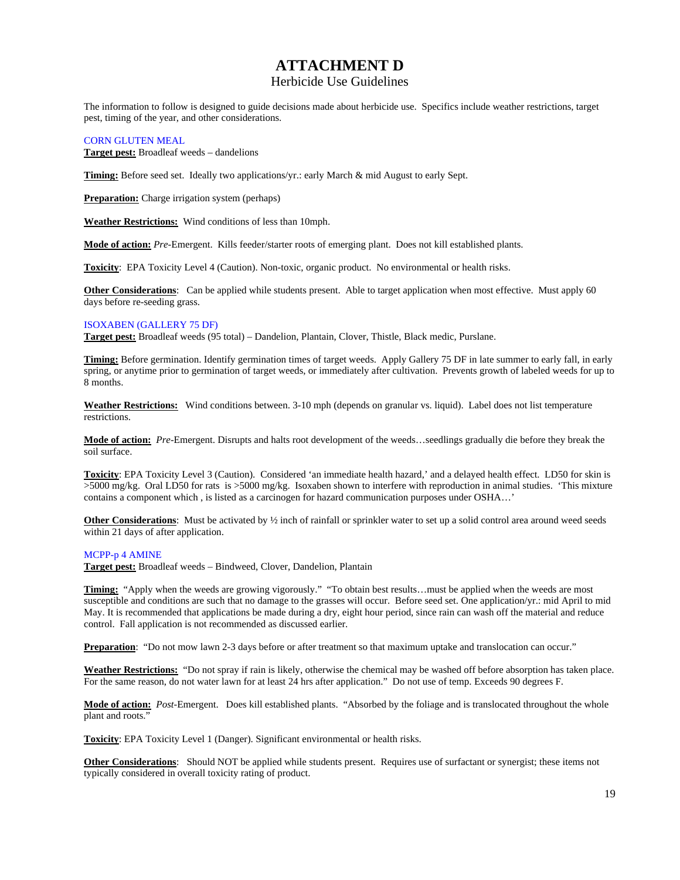# ATTACHMENT D
## Herbicide Use Guidelines

The information to follow is designed to guide decisions made about herbicide use. Specifics include weather restrictions, target pest, timing of the year, and other considerations.

### CORN GLUTEN MEAL

**Target pest:** Broadleaf weeds – dandelions

**Timing:** Before seed set. Ideally two applications/yr.: early March & mid August to early Sept.

**Preparation:** Charge irrigation system (perhaps)

**Weather Restrictions:** Wind conditions of less than 10mph.

**Mode of action:** *Pre*-Emergent. Kills feeder/starter roots of emerging plant. Does not kill established plants.

**Toxicity**: EPA Toxicity Level 4 (Caution). Non-toxic, organic product. No environmental or health risks.

**Other Considerations**: Can be applied while students present. Able to target application when most effective. Must apply 60 days before re-seeding grass.

### ISOXABEN (GALLERY 75 DF)

**Target pest:** Broadleaf weeds (95 total) – Dandelion, Plantain, Clover, Thistle, Black medic, Purslane.

**Timing:** Before germination. Identify germination times of target weeds. Apply Gallery 75 DF in late summer to early fall, in early spring, or anytime prior to germination of target weeds, or immediately after cultivation. Prevents growth of labeled weeds for up to 8 months.

**Weather Restrictions:** Wind conditions between. 3-10 mph (depends on granular vs. liquid). Label does not list temperature restrictions.

**Mode of action:** *Pre*-Emergent. Disrupts and halts root development of the weeds…seedlings gradually die before they break the soil surface.

**Toxicity**: EPA Toxicity Level 3 (Caution). Considered 'an immediate health hazard,' and a delayed health effect. LD50 for skin is >5000 mg/kg. Oral LD50 for rats is >5000 mg/kg. Isoxaben shown to interfere with reproduction in animal studies. 'This mixture contains a component which , is listed as a carcinogen for hazard communication purposes under OSHA…'

**Other Considerations**: Must be activated by ½ inch of rainfall or sprinkler water to set up a solid control area around weed seeds within 21 days of after application.

### MCPP-p 4 AMINE

**Target pest:** Broadleaf weeds – Bindweed, Clover, Dandelion, Plantain

**Timing:** "Apply when the weeds are growing vigorously." "To obtain best results…must be applied when the weeds are most susceptible and conditions are such that no damage to the grasses will occur. Before seed set. One application/yr.: mid April to mid May. It is recommended that applications be made during a dry, eight hour period, since rain can wash off the material and reduce control. Fall application is not recommended as discussed earlier.

**Preparation**: "Do not mow lawn 2-3 days before or after treatment so that maximum uptake and translocation can occur."

**Weather Restrictions:** "Do not spray if rain is likely, otherwise the chemical may be washed off before absorption has taken place. For the same reason, do not water lawn for at least 24 hrs after application." Do not use of temp. Exceeds 90 degrees F.

**Mode of action:** *Post*-Emergent. Does kill established plants. "Absorbed by the foliage and is translocated throughout the whole plant and roots."

**Toxicity**: EPA Toxicity Level 1 (Danger). Significant environmental or health risks.

**Other Considerations**: Should NOT be applied while students present. Requires use of surfactant or synergist; these items not typically considered in overall toxicity rating of product.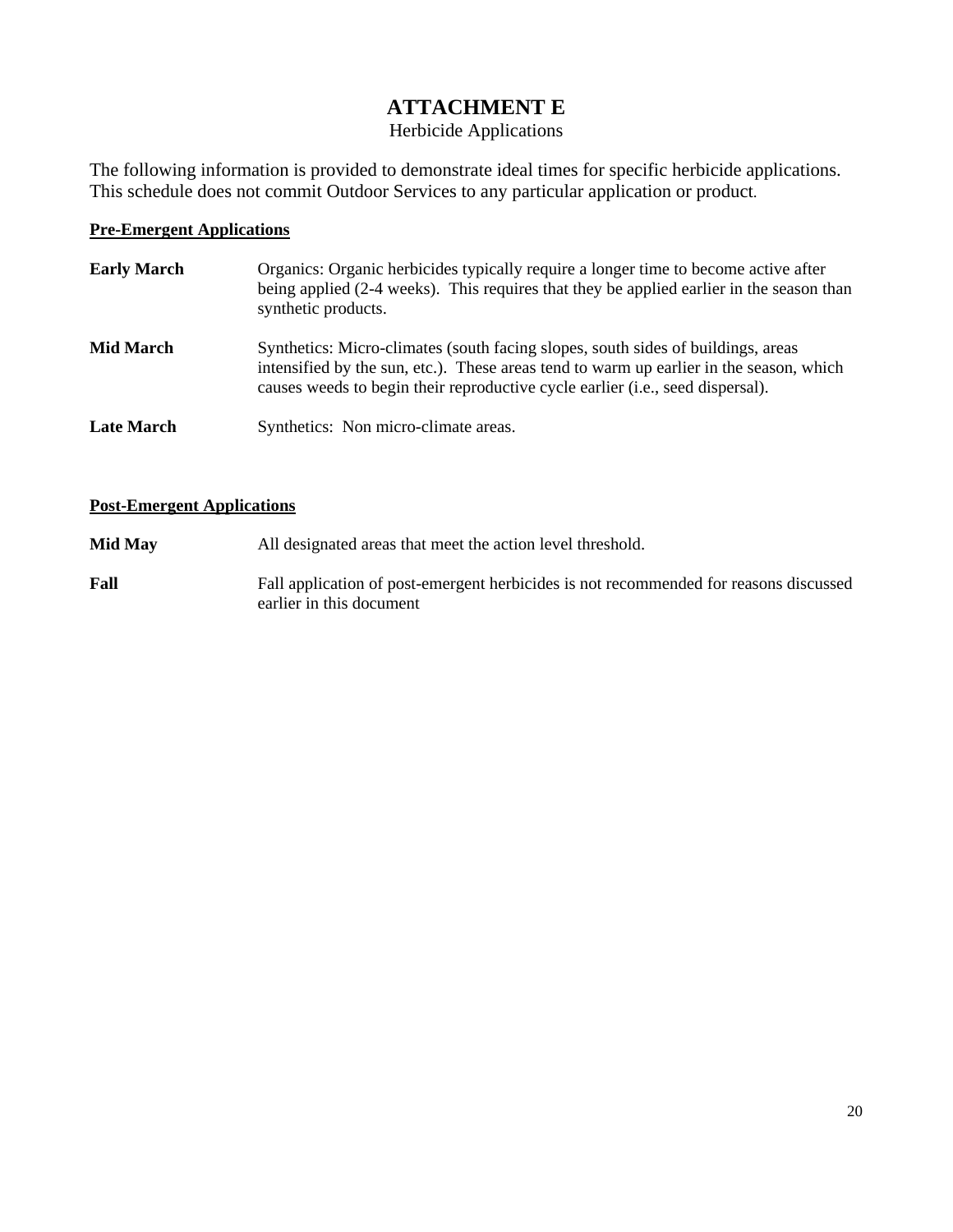# ATTACHMENT E

Herbicide Applications

The following information is provided to demonstrate ideal times for specific herbicide applications. This schedule does not commit Outdoor Services to any particular application or product.

**Pre-Emergent Applications**

**Early March** — Organics: Organic herbicides typically require a longer time to become active after being applied (2-4 weeks). This requires that they be applied earlier in the season than synthetic products.

**Mid March** — Synthetics: Micro-climates (south facing slopes, south sides of buildings, areas intensified by the sun, etc.). These areas tend to warm up earlier in the season, which causes weeds to begin their reproductive cycle earlier (i.e., seed dispersal).

**Late March** — Synthetics: Non micro-climate areas.

**Post-Emergent Applications**

**Mid May** — All designated areas that meet the action level threshold.

**Fall** — Fall application of post-emergent herbicides is not recommended for reasons discussed earlier in this document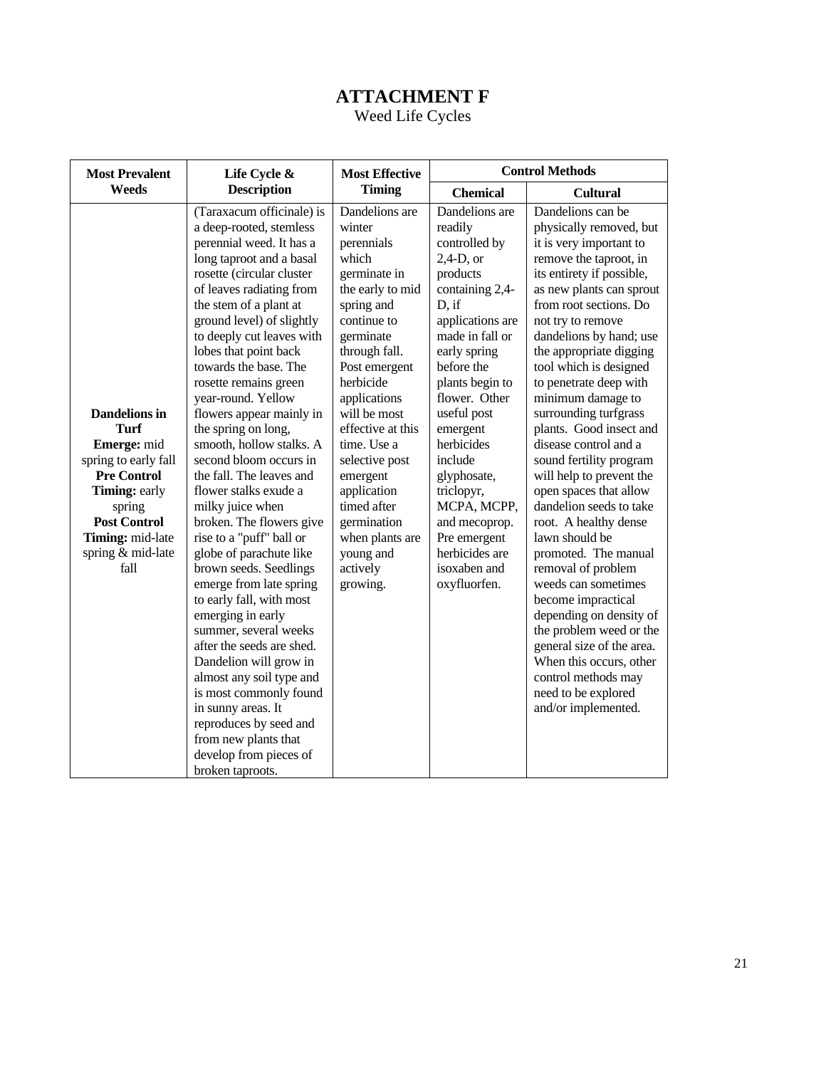# ATTACHMENT F

Weed Life Cycles

| Most Prevalent Weeds | Life Cycle & Description | Most Effective Timing | Control Methods | |
|---|---|---|---|---|
| | | | **Chemical** | **Cultural** |
| **Dandelions in Turf** **Emerge:** mid spring to early fall **Pre Control Timing:** early spring **Post Control Timing:** mid-late spring & mid-late fall | (Taraxacum officinale) is a deep-rooted, stemless perennial weed. It has a long taproot and a basal rosette (circular cluster of leaves radiating from the stem of a plant at ground level) of slightly to deeply cut leaves with lobes that point back towards the base. The rosette remains green year-round. Yellow flowers appear mainly in the spring on long, smooth, hollow stalks. A second bloom occurs in the fall. The leaves and flower stalks exude a milky juice when broken. The flowers give rise to a "puff" ball or globe of parachute like brown seeds. Seedlings emerge from late spring to early fall, with most emerging in early summer, several weeks after the seeds are shed. Dandelion will grow in almost any soil type and is most commonly found in sunny areas. It reproduces by seed and from new plants that develop from pieces of broken taproots. | Dandelions are winter perennials which germinate in the early to mid spring and continue to germinate through fall. Post emergent herbicide applications will be most effective at this time. Use a selective post emergent application timed after germination when plants are young and actively growing. | Dandelions are readily controlled by 2,4-D, or products containing 2,4-D, if applications are made in fall or early spring before the plants begin to flower. Other useful post emergent herbicides include glyphosate, triclopyr, MCPA, MCPP, and mecoprop. Pre emergent herbicides are isoxaben and oxyfluorfen. | Dandelions can be physically removed, but it is very important to remove the taproot, in its entirety if possible, as new plants can sprout from root sections. Do not try to remove dandelions by hand; use the appropriate digging tool which is designed to penetrate deep with minimum damage to surrounding turfgrass plants. Good insect and disease control and a sound fertility program will help to prevent the open spaces that allow dandelion seeds to take root. A healthy dense lawn should be promoted. The manual removal of problem weeds can sometimes become impractical depending on density of the problem weed or the general size of the area. When this occurs, other control methods may need to be explored and/or implemented. |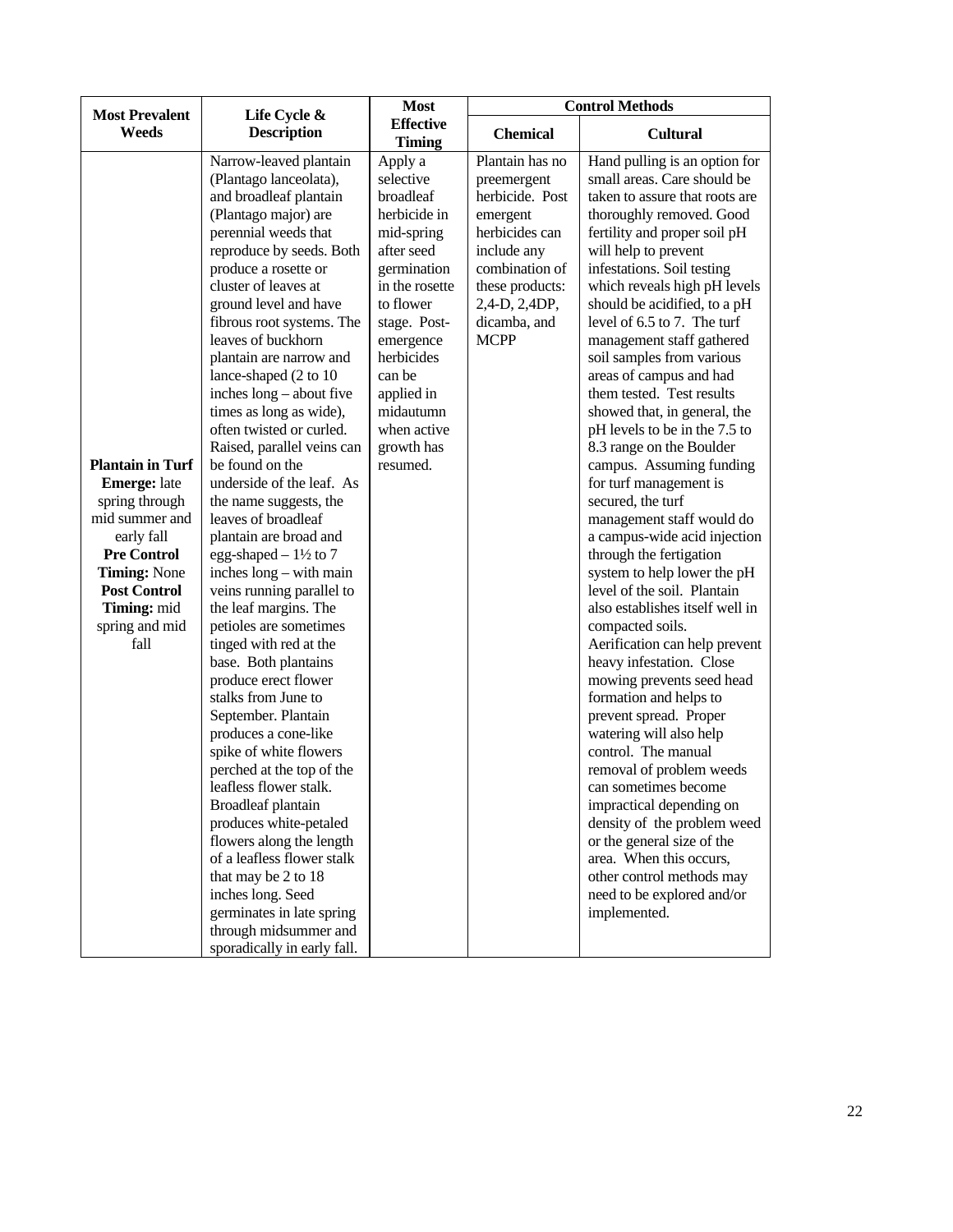| Most Prevalent Weeds | Life Cycle & Description | Most Effective Timing | Control Methods | |
|---|---|---|---|---|
| | | | **Chemical** | **Cultural** |
| **Plantain in Turf** **Emerge:** late spring through mid summer and early fall **Pre Control Timing:** None **Post Control Timing:** mid spring and mid fall | Narrow-leaved plantain (Plantago lanceolata), and broadleaf plantain (Plantago major) are perennial weeds that reproduce by seeds. Both produce a rosette or cluster of leaves at ground level and have fibrous root systems. The leaves of buckhorn plantain are narrow and lance-shaped (2 to 10 inches long – about five times as long as wide), often twisted or curled. Raised, parallel veins can be found on the underside of the leaf. As the name suggests, the leaves of broadleaf plantain are broad and egg-shaped – 1½ to 7 inches long – with main veins running parallel to the leaf margins. The petioles are sometimes tinged with red at the base. Both plantains produce erect flower stalks from June to September. Plantain produces a cone-like spike of white flowers perched at the top of the leafless flower stalk. Broadleaf plantain produces white-petaled flowers along the length of a leafless flower stalk that may be 2 to 18 inches long. Seed germinates in late spring through midsummer and sporadically in early fall. | Apply a selective broadleaf herbicide in mid-spring after seed germination in the rosette to flower stage. Post-emergence herbicides can be applied in midautumn when active growth has resumed. | Plantain has no preemergent herbicide. Post emergent herbicides can include any combination of these products: 2,4-D, 2,4DP, dicamba, and MCPP | Hand pulling is an option for small areas. Care should be taken to assure that roots are thoroughly removed. Good fertility and proper soil pH will help to prevent infestations. Soil testing which reveals high pH levels should be acidified, to a pH level of 6.5 to 7. The turf management staff gathered soil samples from various areas of campus and had them tested. Test results showed that, in general, the pH levels to be in the 7.5 to 8.3 range on the Boulder campus. Assuming funding for turf management is secured, the turf management staff would do a campus-wide acid injection through the fertigation system to help lower the pH level of the soil. Plantain also establishes itself well in compacted soils. Aerification can help prevent heavy infestation. Close mowing prevents seed head formation and helps to prevent spread. Proper watering will also help control. The manual removal of problem weeds can sometimes become impractical depending on density of the problem weed or the general size of the area. When this occurs, other control methods may need to be explored and/or implemented. |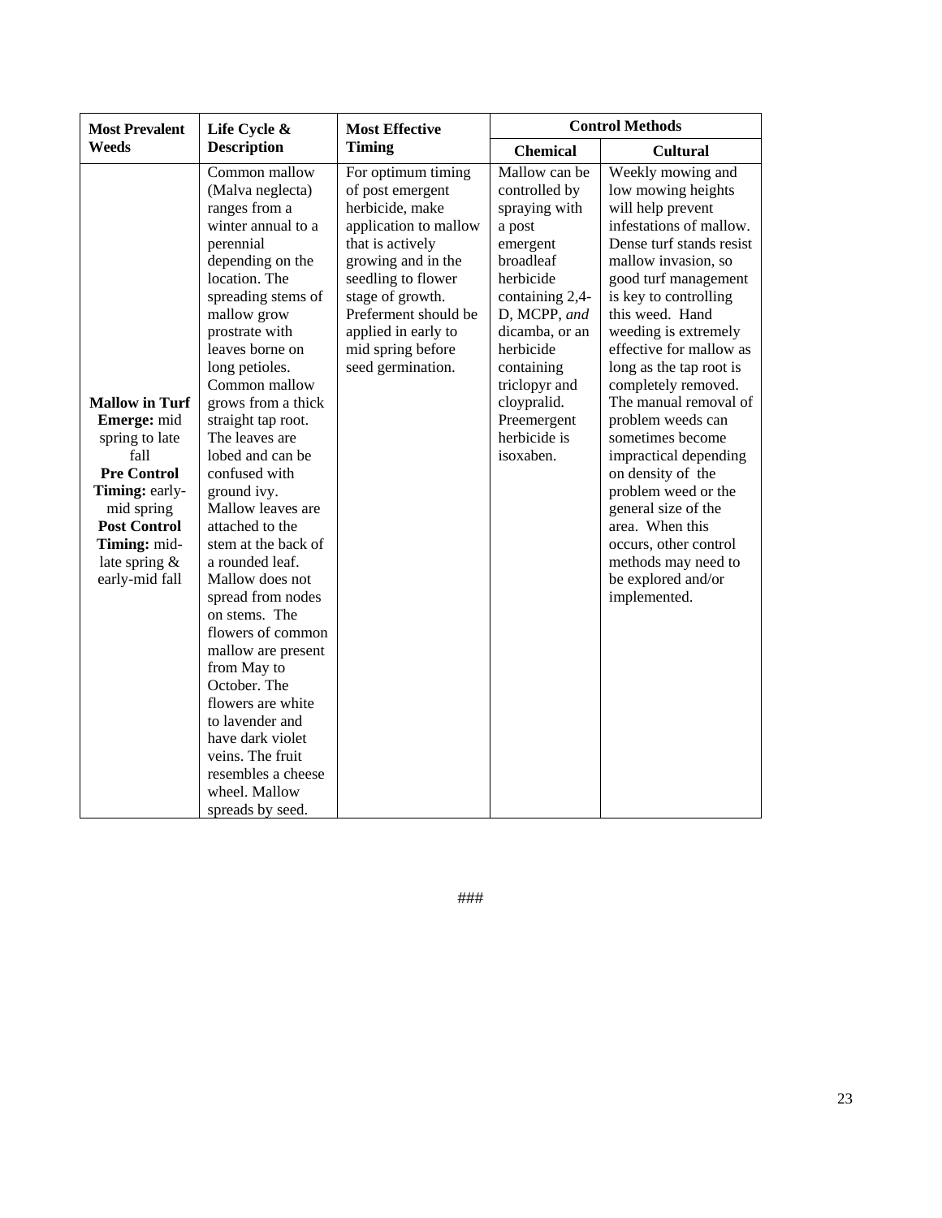| Most Prevalent Weeds | Life Cycle & Description | Most Effective Timing | Control Methods | |
|---|---|---|---|---|
| | | | Chemical | Cultural |
| **Mallow in Turf** **Emerge:** mid spring to late fall **Pre Control Timing:** early-mid spring **Post Control Timing:** mid-late spring & early-mid fall | Common mallow (Malva neglecta) ranges from a winter annual to a perennial depending on the location. The spreading stems of mallow grow prostrate with leaves borne on long petioles. Common mallow grows from a thick straight tap root. The leaves are lobed and can be confused with ground ivy. Mallow leaves are attached to the stem at the back of a rounded leaf. Mallow does not spread from nodes on stems. The flowers of common mallow are present from May to October. The flowers are white to lavender and have dark violet veins. The fruit resembles a cheese wheel. Mallow spreads by seed. | For optimum timing of post emergent herbicide, make application to mallow that is actively growing and in the seedling to flower stage of growth. Preferment should be applied in early to mid spring before seed germination. | Mallow can be controlled by spraying with a post emergent broadleaf herbicide containing 2,4-D, MCPP, *and* dicamba, or an herbicide containing triclopyr and cloypralid. Preemergent herbicide is isoxaben. | Weekly mowing and low mowing heights will help prevent infestations of mallow. Dense turf stands resist mallow invasion, so good turf management is key to controlling this weed. Hand weeding is extremely effective for mallow as long as the tap root is completely removed. The manual removal of problem weeds can sometimes become impractical depending on density of the problem weed or the general size of the area. When this occurs, other control methods may need to be explored and/or implemented. |

###